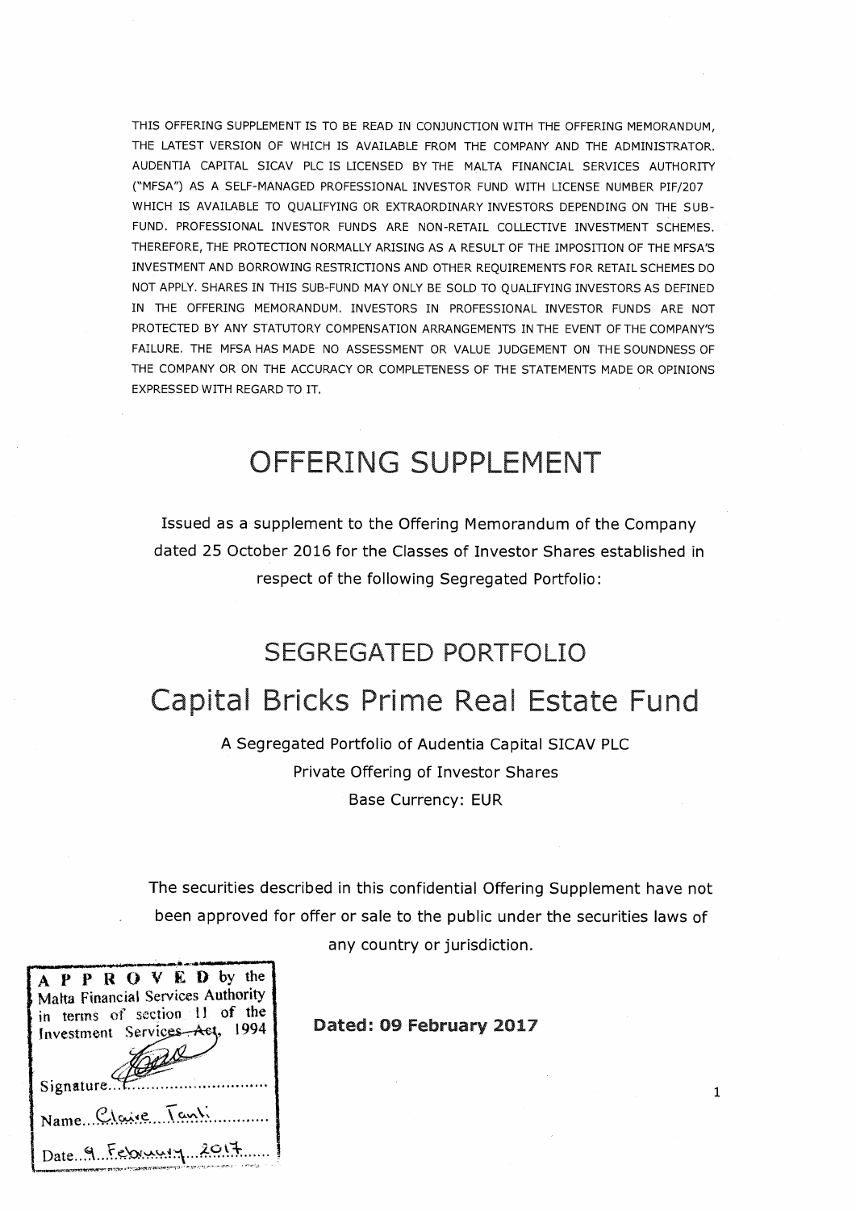THIS OFFERING SUPPLEMENT IS TO BE READ IN CONJUNCTION WITH THE OFFERING MEMORANDUM, THE LATEST VERSION OF WHICH IS AVAILABLE FROM THE COMPANY AND THE ADMINISTRATOR. AUDENTIA CAPITAL SICAV PLC IS LICENSED BY THE MALTA FINANCIAL SERVICES AUTHORITY ("MFSA") AS A SELF-MANAGED PROFESSIONAL INVESTOR FUND WITH LICENSE NUMBER PIF/207 WHICH IS AVAILABLE TO QUALIFYING OR EXTRAORDINARY INVESTORS DEPENDING ON THE SUB-FUND. PROFESSIONAL INVESTOR FUNDS ARE NON-RETAIL COLLECTIVE INVESTMENT SCHEMES. THEREFORE, THE PROTECTION NORMALLY ARISING AS A RESULT OF THE IMPOSITION OF THE MFSA'S INVESTMENT AND BORROWING RESTRICTIONS AND OTHER REQUIREMENTS FOR RETAIL SCHEMES DO NOT APPLY. SHARES IN THIS SUB-FUND MAY ONLY BE SOLD TO QUALIFYING INVESTORS AS DEFINED IN THE OFFERING MEMORANDUM. INVESTORS IN PROFESSIONAL INVESTOR FUNDS ARE NOT PROTECTED BY ANY STATUTORY COMPENSATION ARRANGEMENTS IN THE EVENT OF THE COMPANY'S FAILURE. THE MFSA HAS MADE NO ASSESSMENT OR VALUE JUDGEMENT ON THE SOUNDNESS OF THE COMPANY OR ON THE ACCURACY OR COMPLETENESS OF THE STATEMENTS MADE OR OPINIONS EXPRESSED WITH REGARD TO IT.

# OFFERING SUPPLEMENT

Issued as a supplement to the Offering Memorandum of the Company dated 25 October 2016 for the Classes of Investor Shares established in respect of the following Segregated Portfolio:

## SEGREGATED PORTFOLIO

# Capital Bricks Prime Real Estate Fund

A Segregated Portfolio of Audentia Capital SICAV PLC

Private Offering of Investor Shares

Base Currency: EUR

The securities described in this confidential Offering Supplement have not been approved for offer or sale to the public under the securities laws of any country or jurisdiction.

**APPROVED** by the Malta Financial Services Authority in terms of section 11 of the Investment Services Act, 1994

Signature...

Name... Claire Tanti

Date... 9 February 2017

**Dated: 09 February 2017**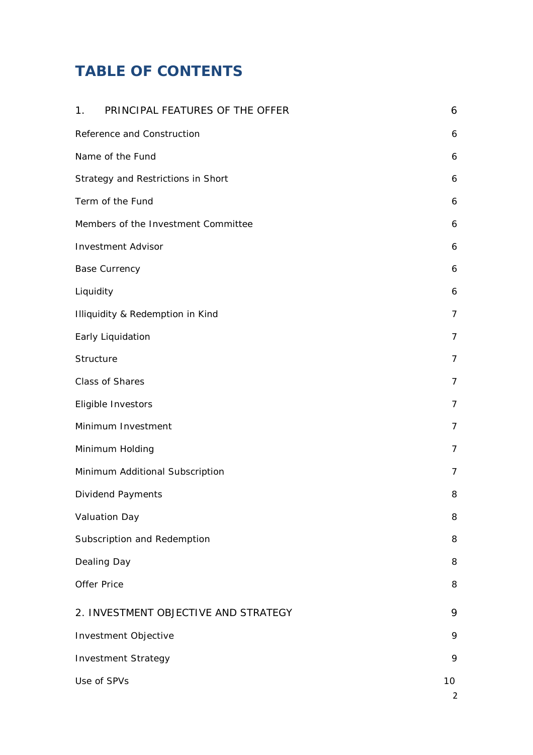# TABLE OF CONTENTS

| | |
|---|---|
| 1. PRINCIPAL FEATURES OF THE OFFER | 6 |
| Reference and Construction | 6 |
| Name of the Fund | 6 |
| Strategy and Restrictions in Short | 6 |
| Term of the Fund | 6 |
| Members of the Investment Committee | 6 |
| Investment Advisor | 6 |
| Base Currency | 6 |
| Liquidity | 6 |
| Illiquidity & Redemption in Kind | 7 |
| Early Liquidation | 7 |
| Structure | 7 |
| Class of Shares | 7 |
| Eligible Investors | 7 |
| Minimum Investment | 7 |
| Minimum Holding | 7 |
| Minimum Additional Subscription | 7 |
| Dividend Payments | 8 |
| Valuation Day | 8 |
| Subscription and Redemption | 8 |
| Dealing Day | 8 |
| Offer Price | 8 |
| 2. INVESTMENT OBJECTIVE AND STRATEGY | 9 |
| Investment Objective | 9 |
| Investment Strategy | 9 |
| Use of SPVs | 10 |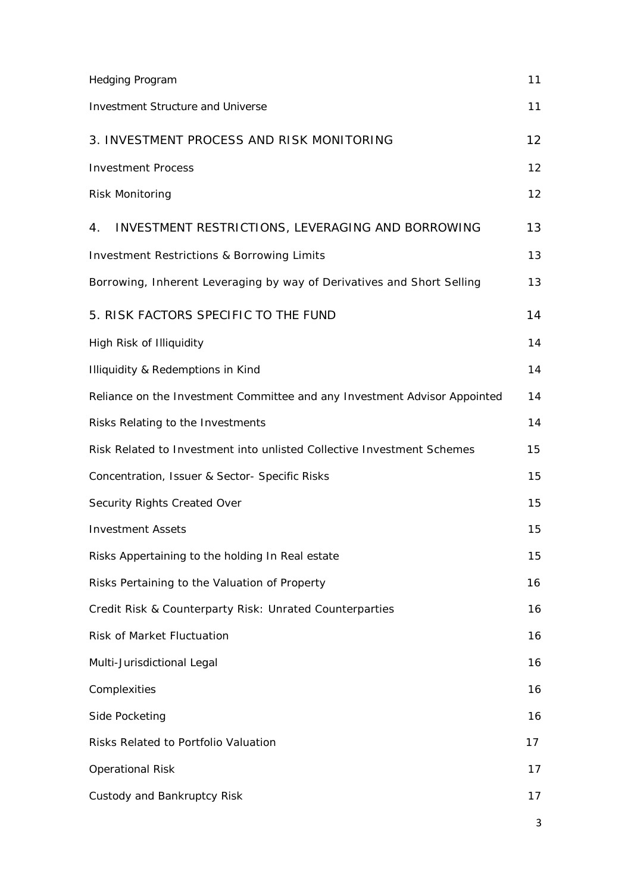| | |
|---|---|
| Hedging Program | 11 |
| Investment Structure and Universe | 11 |
| 3. INVESTMENT PROCESS AND RISK MONITORING | 12 |
| Investment Process | 12 |
| Risk Monitoring | 12 |
| 4. INVESTMENT RESTRICTIONS, LEVERAGING AND BORROWING | 13 |
| Investment Restrictions & Borrowing Limits | 13 |
| Borrowing, Inherent Leveraging by way of Derivatives and Short Selling | 13 |
| 5. RISK FACTORS SPECIFIC TO THE FUND | 14 |
| High Risk of Illiquidity | 14 |
| Illiquidity & Redemptions in Kind | 14 |
| Reliance on the Investment Committee and any Investment Advisor Appointed | 14 |
| Risks Relating to the Investments | 14 |
| Risk Related to Investment into unlisted Collective Investment Schemes | 15 |
| Concentration, Issuer & Sector- Specific Risks | 15 |
| Security Rights Created Over | 15 |
| Investment Assets | 15 |
| Risks Appertaining to the holding In Real estate | 15 |
| Risks Pertaining to the Valuation of Property | 16 |
| Credit Risk & Counterparty Risk: Unrated Counterparties | 16 |
| Risk of Market Fluctuation | 16 |
| Multi-Jurisdictional Legal | 16 |
| Complexities | 16 |
| Side Pocketing | 16 |
| Risks Related to Portfolio Valuation | 17 |
| Operational Risk | 17 |
| Custody and Bankruptcy Risk | 17 |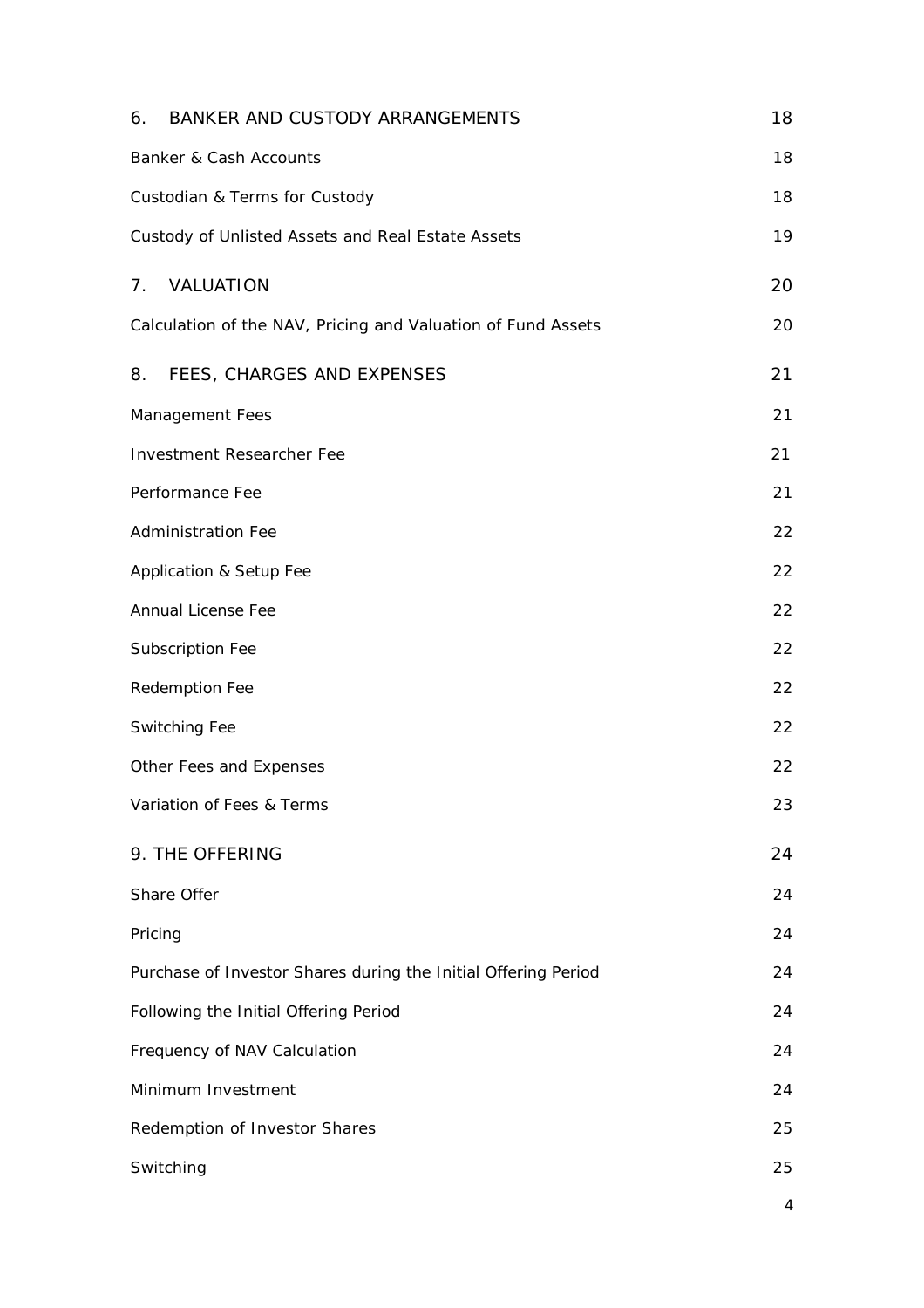| | |
|---|---|
| 6. BANKER AND CUSTODY ARRANGEMENTS | 18 |
| Banker & Cash Accounts | 18 |
| Custodian & Terms for Custody | 18 |
| Custody of Unlisted Assets and Real Estate Assets | 19 |
| 7. VALUATION | 20 |
| Calculation of the NAV, Pricing and Valuation of Fund Assets | 20 |
| 8. FEES, CHARGES AND EXPENSES | 21 |
| Management Fees | 21 |
| Investment Researcher Fee | 21 |
| Performance Fee | 21 |
| Administration Fee | 22 |
| Application & Setup Fee | 22 |
| Annual License Fee | 22 |
| Subscription Fee | 22 |
| Redemption Fee | 22 |
| Switching Fee | 22 |
| Other Fees and Expenses | 22 |
| Variation of Fees & Terms | 23 |
| 9. THE OFFERING | 24 |
| Share Offer | 24 |
| Pricing | 24 |
| Purchase of Investor Shares during the Initial Offering Period | 24 |
| Following the Initial Offering Period | 24 |
| Frequency of NAV Calculation | 24 |
| Minimum Investment | 24 |
| Redemption of Investor Shares | 25 |
| Switching | 25 |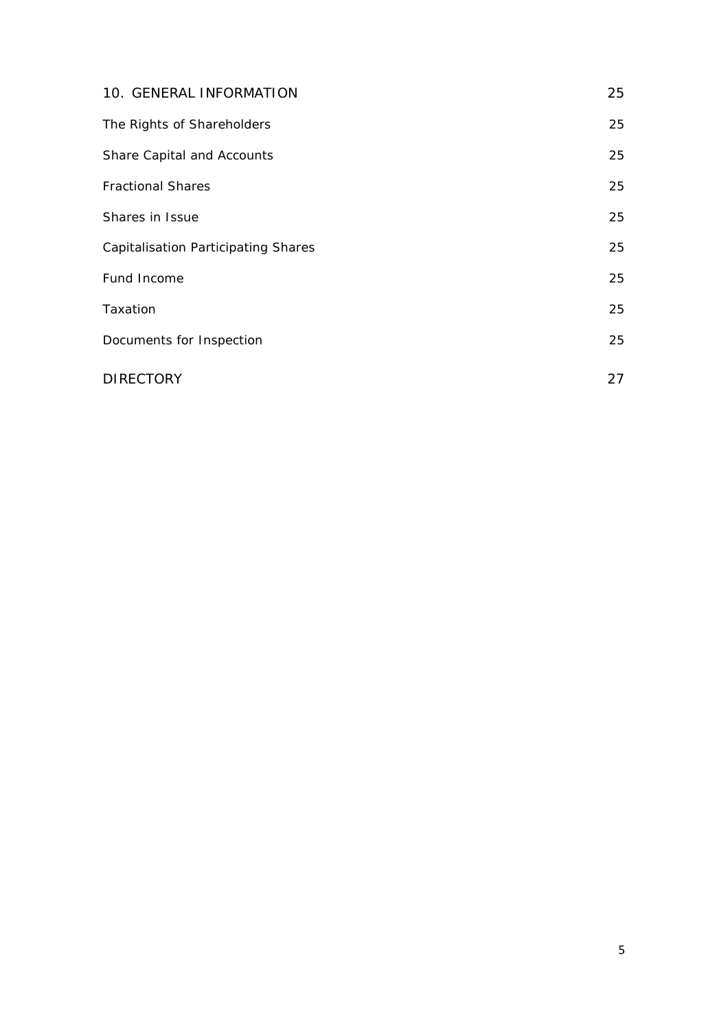| | |
|---|---|
| 10. GENERAL INFORMATION | 25 |
| The Rights of Shareholders | 25 |
| Share Capital and Accounts | 25 |
| Fractional Shares | 25 |
| Shares in Issue | 25 |
| Capitalisation Participating Shares | 25 |
| Fund Income | 25 |
| Taxation | 25 |
| Documents for Inspection | 25 |
| DIRECTORY | 27 |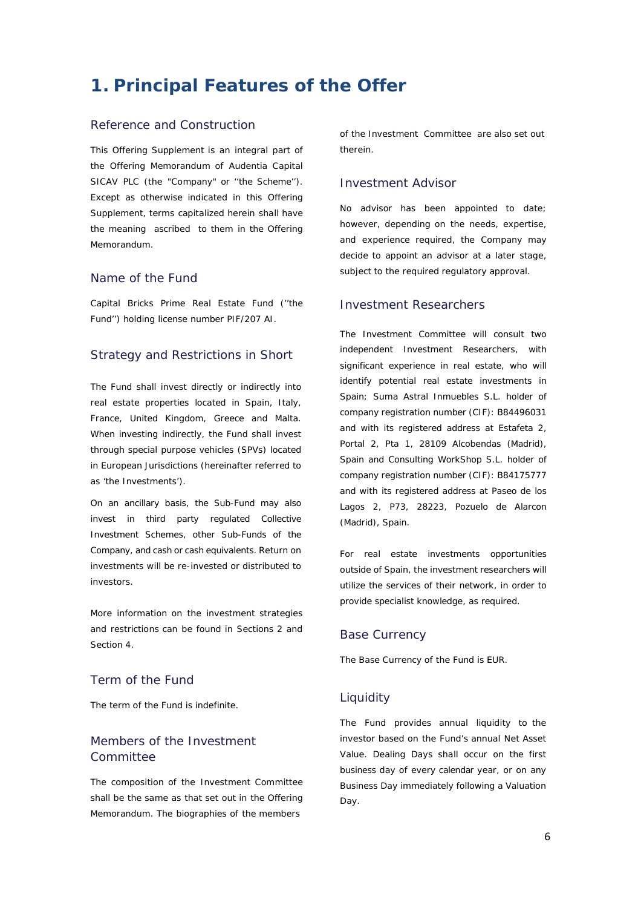# 1. Principal Features of the Offer

## Reference and Construction

This Offering Supplement is an integral part of the Offering Memorandum of Audentia Capital SICAV PLC (the "Company" or ''the Scheme''). Except as otherwise indicated in this Offering Supplement, terms capitalized herein shall have the meaning ascribed to them in the Offering Memorandum.

## Name of the Fund

Capital Bricks Prime Real Estate Fund (''the Fund'') holding license number PIF/207 AI.

## Strategy and Restrictions in Short

The Fund shall invest directly or indirectly into real estate properties located in Spain, Italy, France, United Kingdom, Greece and Malta. When investing indirectly, the Fund shall invest through special purpose vehicles (SPVs) located in European Jurisdictions (hereinafter referred to as 'the Investments').

On an ancillary basis, the Sub-Fund may also invest in third party regulated Collective Investment Schemes, other Sub-Funds of the Company, and cash or cash equivalents. Return on investments will be re-invested or distributed to investors.

More information on the investment strategies and restrictions can be found in Sections 2 and Section 4.

## Term of the Fund

The term of the Fund is indefinite.

## Members of the Investment Committee

The composition of the Investment Committee shall be the same as that set out in the Offering Memorandum. The biographies of the members of the Investment Committee are also set out therein.

## Investment Advisor

No advisor has been appointed to date; however, depending on the needs, expertise, and experience required, the Company may decide to appoint an advisor at a later stage, subject to the required regulatory approval.

## Investment Researchers

The Investment Committee will consult two independent Investment Researchers, with significant experience in real estate, who will identify potential real estate investments in Spain; Suma Astral Inmuebles S.L. holder of company registration number (CIF): B84496031 and with its registered address at Estafeta 2, Portal 2, Pta 1, 28109 Alcobendas (Madrid), Spain and Consulting WorkShop S.L. holder of company registration number (CIF): B84175777 and with its registered address at Paseo de los Lagos 2, P73, 28223, Pozuelo de Alarcon (Madrid), Spain.

For real estate investments opportunities outside of Spain, the investment researchers will utilize the services of their network, in order to provide specialist knowledge, as required.

## Base Currency

The Base Currency of the Fund is EUR.

## Liquidity

The Fund provides annual liquidity to the investor based on the Fund's annual Net Asset Value. Dealing Days shall occur on the first business day of every calendar year, or on any Business Day immediately following a Valuation Day.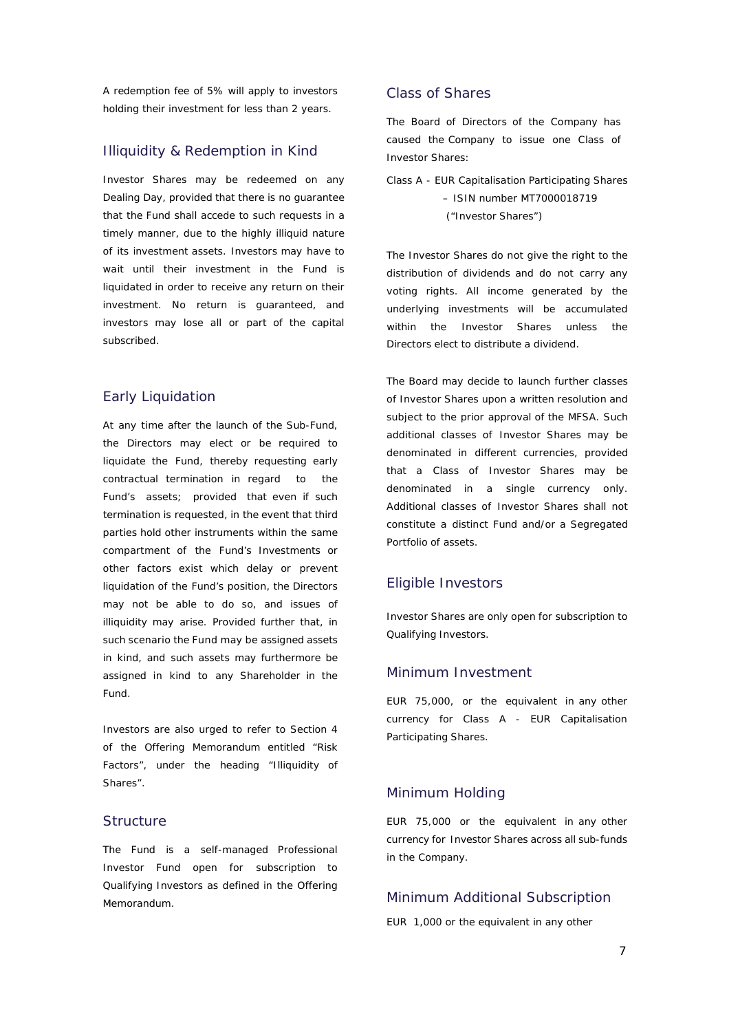A redemption fee of 5% will apply to investors holding their investment for less than 2 years.

## Illiquidity & Redemption in Kind

Investor Shares may be redeemed on any Dealing Day, provided that there is no guarantee that the Fund shall accede to such requests in a timely manner, due to the highly illiquid nature of its investment assets. Investors may have to wait until their investment in the Fund is liquidated in order to receive any return on their investment. No return is guaranteed, and investors may lose all or part of the capital subscribed.

## Early Liquidation

At any time after the launch of the Sub-Fund, the Directors may elect or be required to liquidate the Fund, thereby requesting early contractual termination in regard to the Fund's assets; provided that even if such termination is requested, in the event that third parties hold other instruments within the same compartment of the Fund's Investments or other factors exist which delay or prevent liquidation of the Fund's position, the Directors may not be able to do so, and issues of illiquidity may arise. Provided further that, in such scenario the Fund may be assigned assets in kind, and such assets may furthermore be assigned in kind to any Shareholder in the Fund.

Investors are also urged to refer to Section 4 of the Offering Memorandum entitled "Risk Factors", under the heading "Illiquidity of Shares".

## Structure

The Fund is a self-managed Professional Investor Fund open for subscription to Qualifying Investors as defined in the Offering Memorandum.

## Class of Shares

The Board of Directors of the Company has caused the Company to issue one Class of Investor Shares:

Class A - EUR Capitalisation Participating Shares – ISIN number MT7000018719 ("Investor Shares")

The Investor Shares do not give the right to the distribution of dividends and do not carry any voting rights. All income generated by the underlying investments will be accumulated within the Investor Shares unless the Directors elect to distribute a dividend.

The Board may decide to launch further classes of Investor Shares upon a written resolution and subject to the prior approval of the MFSA. Such additional classes of Investor Shares may be denominated in different currencies, provided that a Class of Investor Shares may be denominated in a single currency only. Additional classes of Investor Shares shall not constitute a distinct Fund and/or a Segregated Portfolio of assets.

## Eligible Investors

Investor Shares are only open for subscription to Qualifying Investors.

## Minimum Investment

EUR 75,000, or the equivalent in any other currency for Class A - EUR Capitalisation Participating Shares.

## Minimum Holding

EUR 75,000 or the equivalent in any other currency for Investor Shares across all sub-funds in the Company.

## Minimum Additional Subscription

EUR 1,000 or the equivalent in any other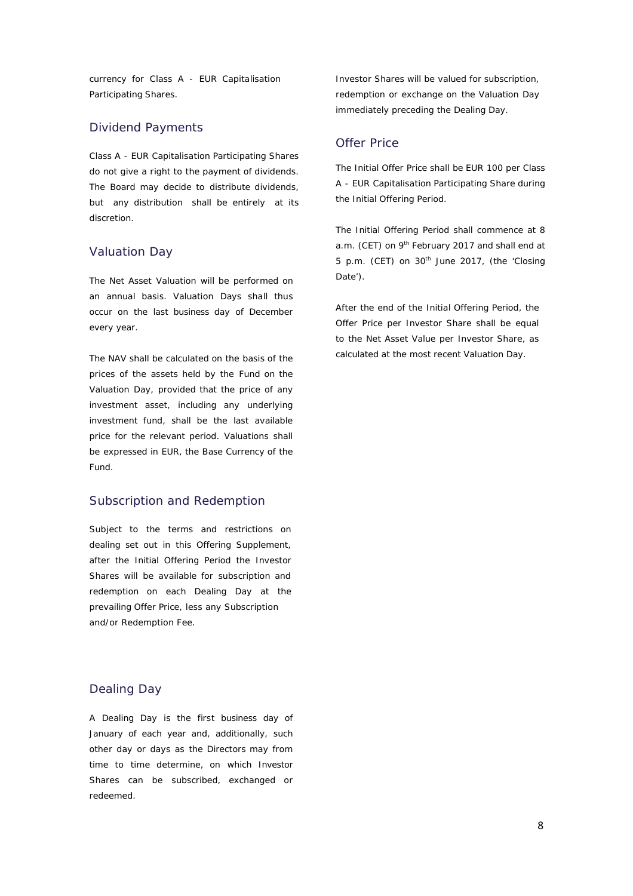currency for Class A - EUR Capitalisation Participating Shares.

## Dividend Payments

Class A - EUR Capitalisation Participating Shares do not give a right to the payment of dividends. The Board may decide to distribute dividends, but any distribution shall be entirely at its discretion.

## Valuation Day

The Net Asset Valuation will be performed on an annual basis. Valuation Days shall thus occur on the last business day of December every year.

The NAV shall be calculated on the basis of the prices of the assets held by the Fund on the Valuation Day, provided that the price of any investment asset, including any underlying investment fund, shall be the last available price for the relevant period. Valuations shall be expressed in EUR, the Base Currency of the Fund.

## Subscription and Redemption

Subject to the terms and restrictions on dealing set out in this Offering Supplement, after the Initial Offering Period the Investor Shares will be available for subscription and redemption on each Dealing Day at the prevailing Offer Price, less any Subscription and/or Redemption Fee.

## Dealing Day

A Dealing Day is the first business day of January of each year and, additionally, such other day or days as the Directors may from time to time determine, on which Investor Shares can be subscribed, exchanged or redeemed.

Investor Shares will be valued for subscription, redemption or exchange on the Valuation Day immediately preceding the Dealing Day.

## Offer Price

The Initial Offer Price shall be EUR 100 per Class A - EUR Capitalisation Participating Share during the Initial Offering Period.

The Initial Offering Period shall commence at 8 a.m. (CET) on 9th February 2017 and shall end at 5 p.m. (CET) on 30th June 2017, (the 'Closing Date').

After the end of the Initial Offering Period, the Offer Price per Investor Share shall be equal to the Net Asset Value per Investor Share, as calculated at the most recent Valuation Day.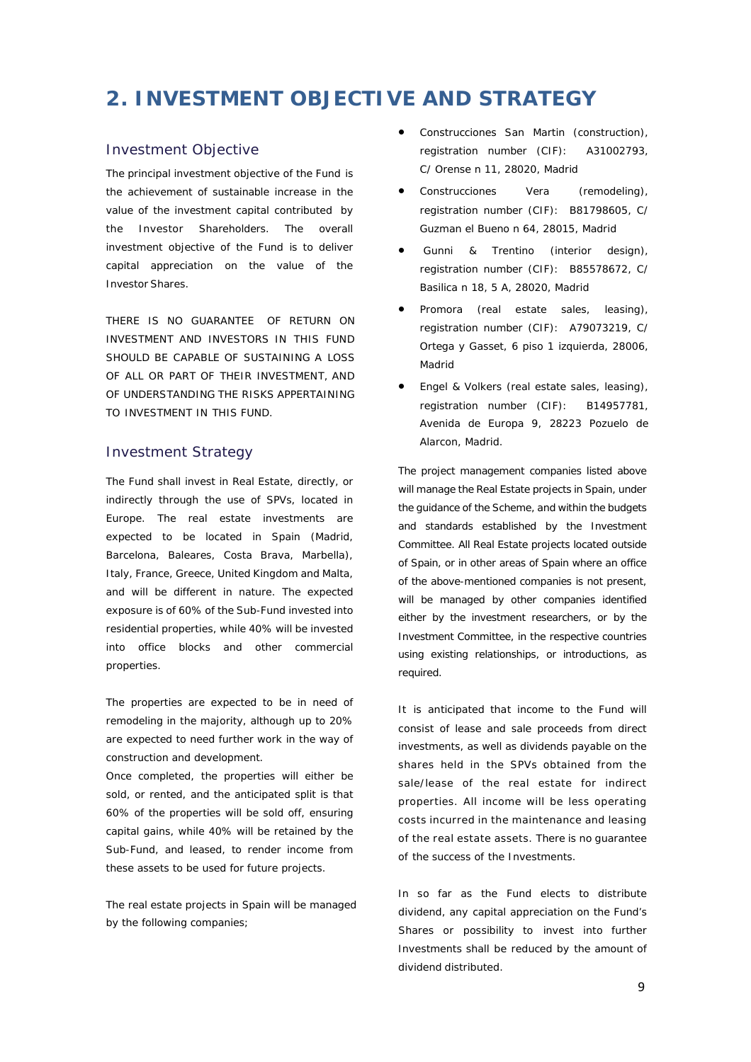# 2. INVESTMENT OBJECTIVE AND STRATEGY

## Investment Objective

The principal investment objective of the Fund is the achievement of sustainable increase in the value of the investment capital contributed by the Investor Shareholders. The overall investment objective of the Fund is to deliver capital appreciation on the value of the Investor Shares.

THERE IS NO GUARANTEE OF RETURN ON INVESTMENT AND INVESTORS IN THIS FUND SHOULD BE CAPABLE OF SUSTAINING A LOSS OF ALL OR PART OF THEIR INVESTMENT, AND OF UNDERSTANDING THE RISKS APPERTAINING TO INVESTMENT IN THIS FUND.

## Investment Strategy

The Fund shall invest in Real Estate, directly, or indirectly through the use of SPVs, located in Europe. The real estate investments are expected to be located in Spain (Madrid, Barcelona, Baleares, Costa Brava, Marbella), Italy, France, Greece, United Kingdom and Malta, and will be different in nature. The expected exposure is of 60% of the Sub-Fund invested into residential properties, while 40% will be invested into office blocks and other commercial properties.

The properties are expected to be in need of remodeling in the majority, although up to 20% are expected to need further work in the way of construction and development.

Once completed, the properties will either be sold, or rented, and the anticipated split is that 60% of the properties will be sold off, ensuring capital gains, while 40% will be retained by the Sub-Fund, and leased, to render income from these assets to be used for future projects.

The real estate projects in Spain will be managed by the following companies;

- Construcciones San Martin (construction), registration number (CIF): A31002793, C/ Orense n 11, 28020, Madrid
- Construcciones Vera (remodeling), registration number (CIF): B81798605, C/ Guzman el Bueno n 64, 28015, Madrid
- Gunni & Trentino (interior design), registration number (CIF): B85578672, C/ Basilica n 18, 5 A, 28020, Madrid
- Promora (real estate sales, leasing), registration number (CIF): A79073219, C/ Ortega y Gasset, 6 piso 1 izquierda, 28006, Madrid
- Engel & Volkers (real estate sales, leasing), registration number (CIF): B14957781, Avenida de Europa 9, 28223 Pozuelo de Alarcon, Madrid.

The project management companies listed above will manage the Real Estate projects in Spain, under the guidance of the Scheme, and within the budgets and standards established by the Investment Committee. All Real Estate projects located outside of Spain, or in other areas of Spain where an office of the above-mentioned companies is not present, will be managed by other companies identified either by the investment researchers, or by the Investment Committee, in the respective countries using existing relationships, or introductions, as required.

It is anticipated that income to the Fund will consist of lease and sale proceeds from direct investments, as well as dividends payable on the shares held in the SPVs obtained from the sale/lease of the real estate for indirect properties. All income will be less operating costs incurred in the maintenance and leasing of the real estate assets. There is no guarantee of the success of the Investments.

In so far as the Fund elects to distribute dividend, any capital appreciation on the Fund's Shares or possibility to invest into further Investments shall be reduced by the amount of dividend distributed.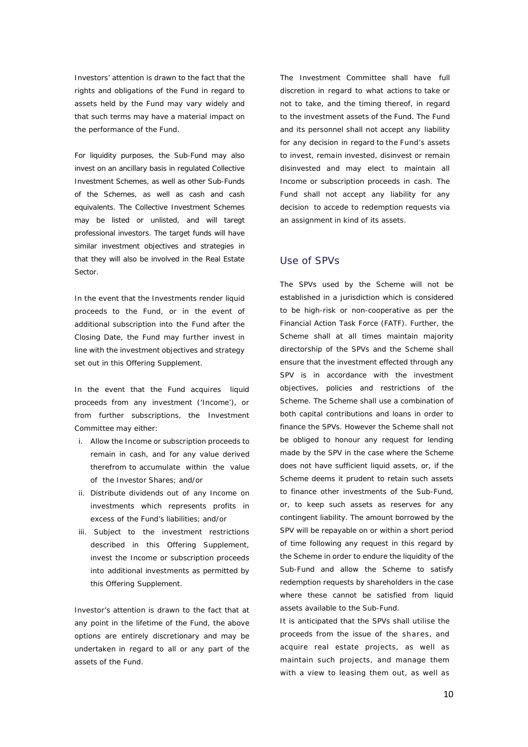Investors' attention is drawn to the fact that the rights and obligations of the Fund in regard to assets held by the Fund may vary widely and that such terms may have a material impact on the performance of the Fund.

For liquidity purposes, the Sub-Fund may also invest on an ancillary basis in regulated Collective Investment Schemes, as well as other Sub-Funds of the Schemes, as well as cash and cash equivalents. The Collective Investment Schemes may be listed or unlisted, and will taregt professional investors. The target funds will have similar investment objectives and strategies in that they will also be involved in the Real Estate Sector.

In the event that the Investments render liquid proceeds to the Fund, or in the event of additional subscription into the Fund after the Closing Date, the Fund may further invest in line with the investment objectives and strategy set out in this Offering Supplement.

In the event that the Fund acquires liquid proceeds from any investment ('Income'), or from further subscriptions, the Investment Committee may either:

i. Allow the Income or subscription proceeds to remain in cash, and for any value derived therefrom to accumulate within the value of the Investor Shares; and/or
ii. Distribute dividends out of any Income on investments which represents profits in excess of the Fund's liabilities; and/or
iii. Subject to the investment restrictions described in this Offering Supplement, invest the Income or subscription proceeds into additional investments as permitted by this Offering Supplement.

Investor's attention is drawn to the fact that at any point in the lifetime of the Fund, the above options are entirely discretionary and may be undertaken in regard to all or any part of the assets of the Fund.

The Investment Committee shall have full discretion in regard to what actions to take or not to take, and the timing thereof, in regard to the investment assets of the Fund. The Fund and its personnel shall not accept any liability for any decision in regard to the Fund's assets to invest, remain invested, disinvest or remain disinvested and may elect to maintain all Income or subscription proceeds in cash. The Fund shall not accept any liability for any decision to accede to redemption requests via an assignment in kind of its assets.

## Use of SPVs

The SPVs used by the Scheme will not be established in a jurisdiction which is considered to be high-risk or non-cooperative as per the Financial Action Task Force (FATF). Further, the Scheme shall at all times maintain majority directorship of the SPVs and the Scheme shall ensure that the investment effected through any SPV is in accordance with the investment objectives, policies and restrictions of the Scheme. The Scheme shall use a combination of both capital contributions and loans in order to finance the SPVs. However the Scheme shall not be obliged to honour any request for lending made by the SPV in the case where the Scheme does not have sufficient liquid assets, or, if the Scheme deems it prudent to retain such assets to finance other investments of the Sub-Fund, or, to keep such assets as reserves for any contingent liability. The amount borrowed by the SPV will be repayable on or within a short period of time following any request in this regard by the Scheme in order to endure the liquidity of the Sub-Fund and allow the Scheme to satisfy redemption requests by shareholders in the case where these cannot be satisfied from liquid assets available to the Sub-Fund.

It is anticipated that the SPVs shall utilise the proceeds from the issue of the shares, and acquire real estate projects, as well as maintain such projects, and manage them with a view to leasing them out, as well as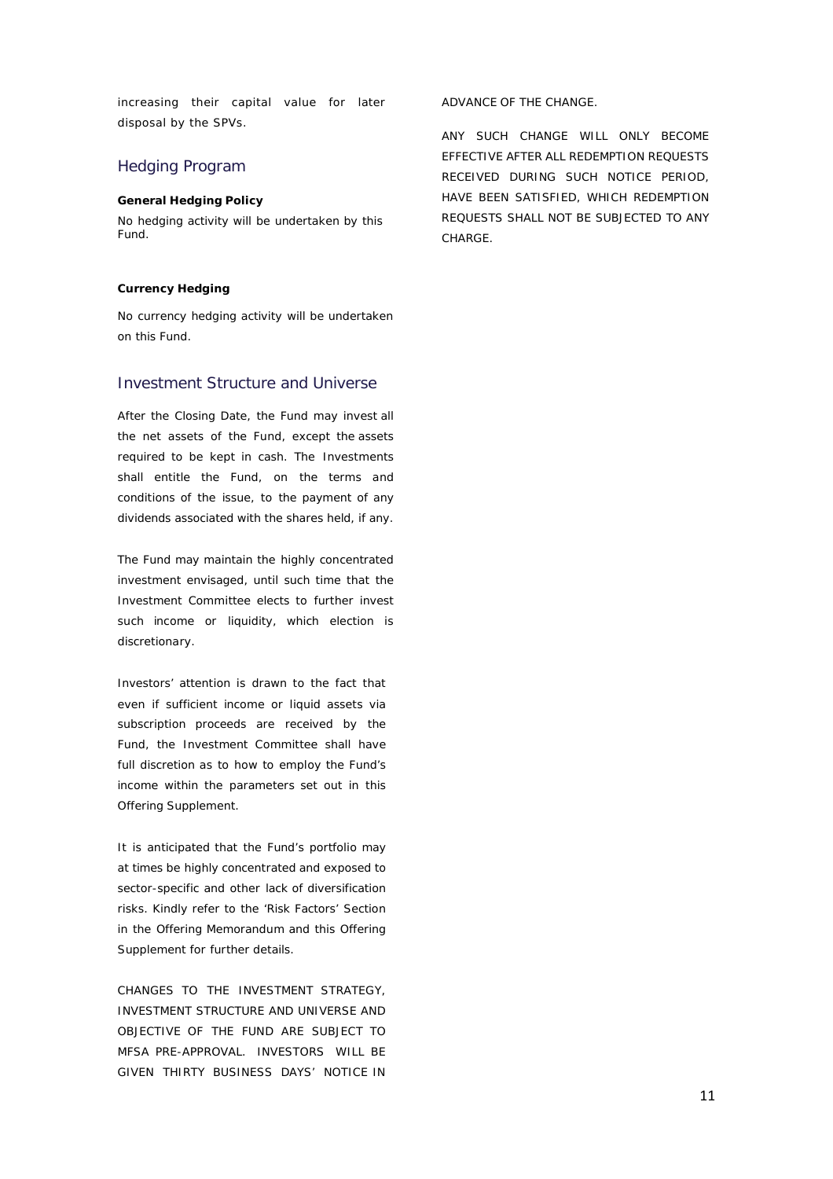increasing their capital value for later disposal by the SPVs.

## Hedging Program

**General Hedging Policy**

No hedging activity will be undertaken by this Fund.

**Currency Hedging**

No currency hedging activity will be undertaken on this Fund.

## Investment Structure and Universe

After the Closing Date, the Fund may invest all the net assets of the Fund, except the assets required to be kept in cash. The Investments shall entitle the Fund, on the terms and conditions of the issue, to the payment of any dividends associated with the shares held, if any.

The Fund may maintain the highly concentrated investment envisaged, until such time that the Investment Committee elects to further invest such income or liquidity, which election is discretionary.

Investors' attention is drawn to the fact that even if sufficient income or liquid assets via subscription proceeds are received by the Fund, the Investment Committee shall have full discretion as to how to employ the Fund's income within the parameters set out in this Offering Supplement.

It is anticipated that the Fund's portfolio may at times be highly concentrated and exposed to sector-specific and other lack of diversification risks. Kindly refer to the 'Risk Factors' Section in the Offering Memorandum and this Offering Supplement for further details.

CHANGES TO THE INVESTMENT STRATEGY, INVESTMENT STRUCTURE AND UNIVERSE AND OBJECTIVE OF THE FUND ARE SUBJECT TO MFSA PRE-APPROVAL. INVESTORS WILL BE GIVEN THIRTY BUSINESS DAYS' NOTICE IN ADVANCE OF THE CHANGE.

ANY SUCH CHANGE WILL ONLY BECOME EFFECTIVE AFTER ALL REDEMPTION REQUESTS RECEIVED DURING SUCH NOTICE PERIOD, HAVE BEEN SATISFIED, WHICH REDEMPTION REQUESTS SHALL NOT BE SUBJECTED TO ANY CHARGE.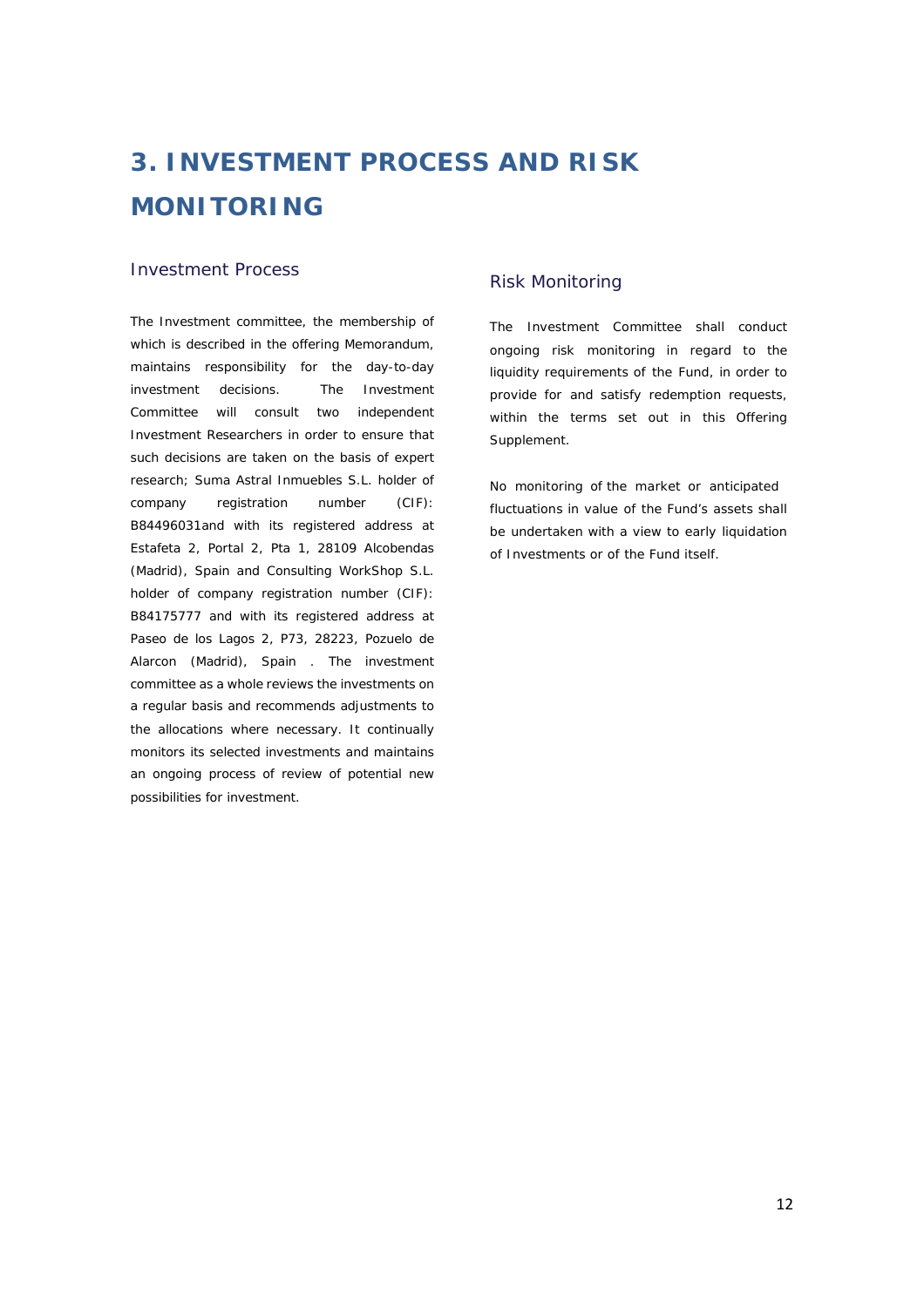# 3. INVESTMENT PROCESS AND RISK MONITORING

## Investment Process

The Investment committee, the membership of which is described in the offering Memorandum, maintains responsibility for the day-to-day investment decisions. The Investment Committee will consult two independent Investment Researchers in order to ensure that such decisions are taken on the basis of expert research; Suma Astral Inmuebles S.L. holder of company registration number (CIF): B84496031and with its registered address at Estafeta 2, Portal 2, Pta 1, 28109 Alcobendas (Madrid), Spain and Consulting WorkShop S.L. holder of company registration number (CIF): B84175777 and with its registered address at Paseo de los Lagos 2, P73, 28223, Pozuelo de Alarcon (Madrid), Spain . The investment committee as a whole reviews the investments on a regular basis and recommends adjustments to the allocations where necessary. It continually monitors its selected investments and maintains an ongoing process of review of potential new possibilities for investment.

## Risk Monitoring

The Investment Committee shall conduct ongoing risk monitoring in regard to the liquidity requirements of the Fund, in order to provide for and satisfy redemption requests, within the terms set out in this Offering Supplement.

No monitoring of the market or anticipated fluctuations in value of the Fund's assets shall be undertaken with a view to early liquidation of Investments or of the Fund itself.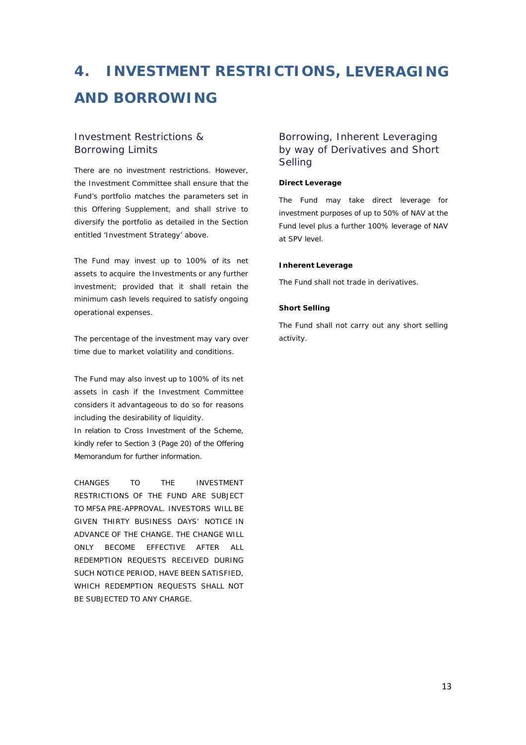# 4. INVESTMENT RESTRICTIONS, LEVERAGING AND BORROWING

## Investment Restrictions & Borrowing Limits

There are no investment restrictions. However, the Investment Committee shall ensure that the Fund's portfolio matches the parameters set in this Offering Supplement, and shall strive to diversify the portfolio as detailed in the Section entitled 'Investment Strategy' above.

The Fund may invest up to 100% of its net assets to acquire the Investments or any further investment; provided that it shall retain the minimum cash levels required to satisfy ongoing operational expenses.

The percentage of the investment may vary over time due to market volatility and conditions.

The Fund may also invest up to 100% of its net assets in cash if the Investment Committee considers it advantageous to do so for reasons including the desirability of liquidity.
In relation to Cross Investment of the Scheme, kindly refer to Section 3 (Page 20) of the Offering Memorandum for further information.

CHANGES TO THE INVESTMENT RESTRICTIONS OF THE FUND ARE SUBJECT TO MFSA PRE-APPROVAL. INVESTORS WILL BE GIVEN THIRTY BUSINESS DAYS' NOTICE IN ADVANCE OF THE CHANGE. THE CHANGE WILL ONLY BECOME EFFECTIVE AFTER ALL REDEMPTION REQUESTS RECEIVED DURING SUCH NOTICE PERIOD, HAVE BEEN SATISFIED, WHICH REDEMPTION REQUESTS SHALL NOT BE SUBJECTED TO ANY CHARGE.

## Borrowing, Inherent Leveraging by way of Derivatives and Short Selling

**Direct Leverage**

The Fund may take direct leverage for investment purposes of up to 50% of NAV at the Fund level plus a further 100% leverage of NAV at SPV level.

**Inherent Leverage**

The Fund shall not trade in derivatives.

**Short Selling**

The Fund shall not carry out any short selling activity.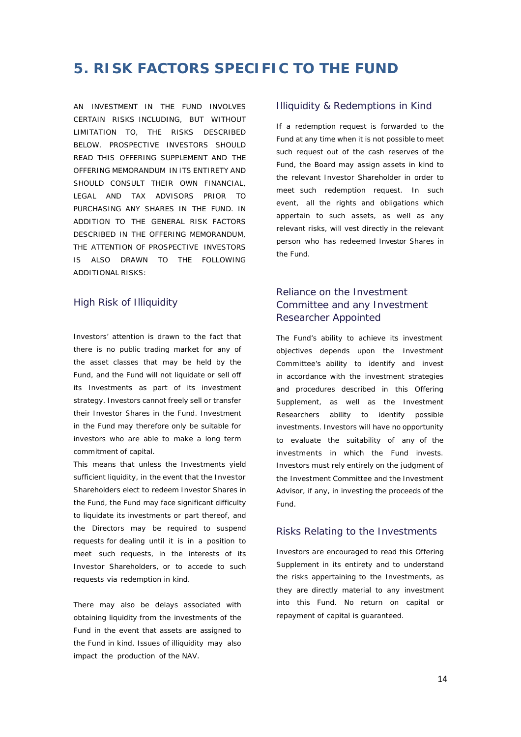# 5. RISK FACTORS SPECIFIC TO THE FUND

AN INVESTMENT IN THE FUND INVOLVES CERTAIN RISKS INCLUDING, BUT WITHOUT LIMITATION TO, THE RISKS DESCRIBED BELOW. PROSPECTIVE INVESTORS SHOULD READ THIS OFFERING SUPPLEMENT AND THE OFFERING MEMORANDUM IN ITS ENTIRETY AND SHOULD CONSULT THEIR OWN FINANCIAL, LEGAL AND TAX ADVISORS PRIOR TO PURCHASING ANY SHARES IN THE FUND. IN ADDITION TO THE GENERAL RISK FACTORS DESCRIBED IN THE OFFERING MEMORANDUM, THE ATTENTION OF PROSPECTIVE INVESTORS IS ALSO DRAWN TO THE FOLLOWING ADDITIONAL RISKS:

## High Risk of Illiquidity

Investors' attention is drawn to the fact that there is no public trading market for any of the asset classes that may be held by the Fund, and the Fund will not liquidate or sell off its Investments as part of its investment strategy. Investors cannot freely sell or transfer their Investor Shares in the Fund. Investment in the Fund may therefore only be suitable for investors who are able to make a long term commitment of capital.

This means that unless the Investments yield sufficient liquidity, in the event that the Investor Shareholders elect to redeem Investor Shares in the Fund, the Fund may face significant difficulty to liquidate its investments or part thereof, and the Directors may be required to suspend requests for dealing until it is in a position to meet such requests, in the interests of its Investor Shareholders, or to accede to such requests via redemption in kind.

There may also be delays associated with obtaining liquidity from the investments of the Fund in the event that assets are assigned to the Fund in kind. Issues of illiquidity may also impact the production of the NAV.

## Illiquidity & Redemptions in Kind

If a redemption request is forwarded to the Fund at any time when it is not possible to meet such request out of the cash reserves of the Fund, the Board may assign assets in kind to the relevant Investor Shareholder in order to meet such redemption request. In such event, all the rights and obligations which appertain to such assets, as well as any relevant risks, will vest directly in the relevant person who has redeemed Investor Shares in the Fund.

## Reliance on the Investment Committee and any Investment Researcher Appointed

The Fund's ability to achieve its investment objectives depends upon the Investment Committee's ability to identify and invest in accordance with the investment strategies and procedures described in this Offering Supplement, as well as the Investment Researchers ability to identify possible investments. Investors will have no opportunity to evaluate the suitability of any of the investments in which the Fund invests. Investors must rely entirely on the judgment of the Investment Committee and the Investment Advisor, if any, in investing the proceeds of the Fund.

## Risks Relating to the Investments

Investors are encouraged to read this Offering Supplement in its entirety and to understand the risks appertaining to the Investments, as they are directly material to any investment into this Fund. No return on capital or repayment of capital is guaranteed.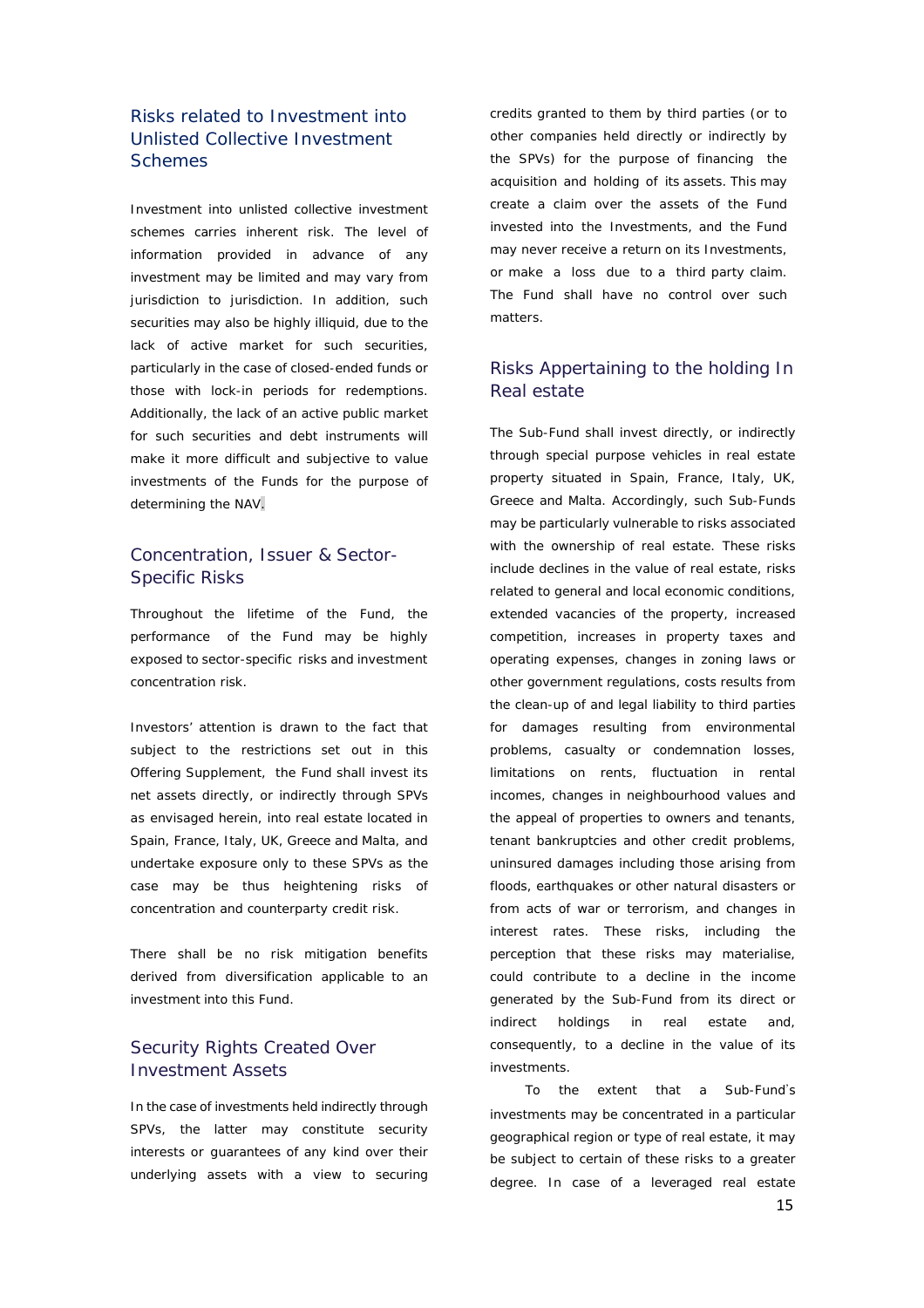## Risks related to Investment into Unlisted Collective Investment Schemes

Investment into unlisted collective investment schemes carries inherent risk. The level of information provided in advance of any investment may be limited and may vary from jurisdiction to jurisdiction. In addition, such securities may also be highly illiquid, due to the lack of active market for such securities, particularly in the case of closed-ended funds or those with lock-in periods for redemptions. Additionally, the lack of an active public market for such securities and debt instruments will make it more difficult and subjective to value investments of the Funds for the purpose of determining the NAV.

## Concentration, Issuer & Sector-Specific Risks

Throughout the lifetime of the Fund, the performance of the Fund may be highly exposed to sector-specific risks and investment concentration risk.

Investors' attention is drawn to the fact that subject to the restrictions set out in this Offering Supplement, the Fund shall invest its net assets directly, or indirectly through SPVs as envisaged herein, into real estate located in Spain, France, Italy, UK, Greece and Malta, and undertake exposure only to these SPVs as the case may be thus heightening risks of concentration and counterparty credit risk.

There shall be no risk mitigation benefits derived from diversification applicable to an investment into this Fund.

## Security Rights Created Over Investment Assets

In the case of investments held indirectly through SPVs, the latter may constitute security interests or guarantees of any kind over their underlying assets with a view to securing credits granted to them by third parties (or to other companies held directly or indirectly by the SPVs) for the purpose of financing the acquisition and holding of its assets. This may create a claim over the assets of the Fund invested into the Investments, and the Fund may never receive a return on its Investments, or make a loss due to a third party claim. The Fund shall have no control over such matters.

## Risks Appertaining to the holding In Real estate

The Sub-Fund shall invest directly, or indirectly through special purpose vehicles in real estate property situated in Spain, France, Italy, UK, Greece and Malta. Accordingly, such Sub-Funds may be particularly vulnerable to risks associated with the ownership of real estate. These risks include declines in the value of real estate, risks related to general and local economic conditions, extended vacancies of the property, increased competition, increases in property taxes and operating expenses, changes in zoning laws or other government regulations, costs results from the clean-up of and legal liability to third parties for damages resulting from environmental problems, casualty or condemnation losses, limitations on rents, fluctuation in rental incomes, changes in neighbourhood values and the appeal of properties to owners and tenants, tenant bankruptcies and other credit problems, uninsured damages including those arising from floods, earthquakes or other natural disasters or from acts of war or terrorism, and changes in interest rates. These risks, including the perception that these risks may materialise, could contribute to a decline in the income generated by the Sub-Fund from its direct or indirect holdings in real estate and, consequently, to a decline in the value of its investments.

To the extent that a Sub-Fund's investments may be concentrated in a particular geographical region or type of real estate, it may be subject to certain of these risks to a greater degree. In case of a leveraged real estate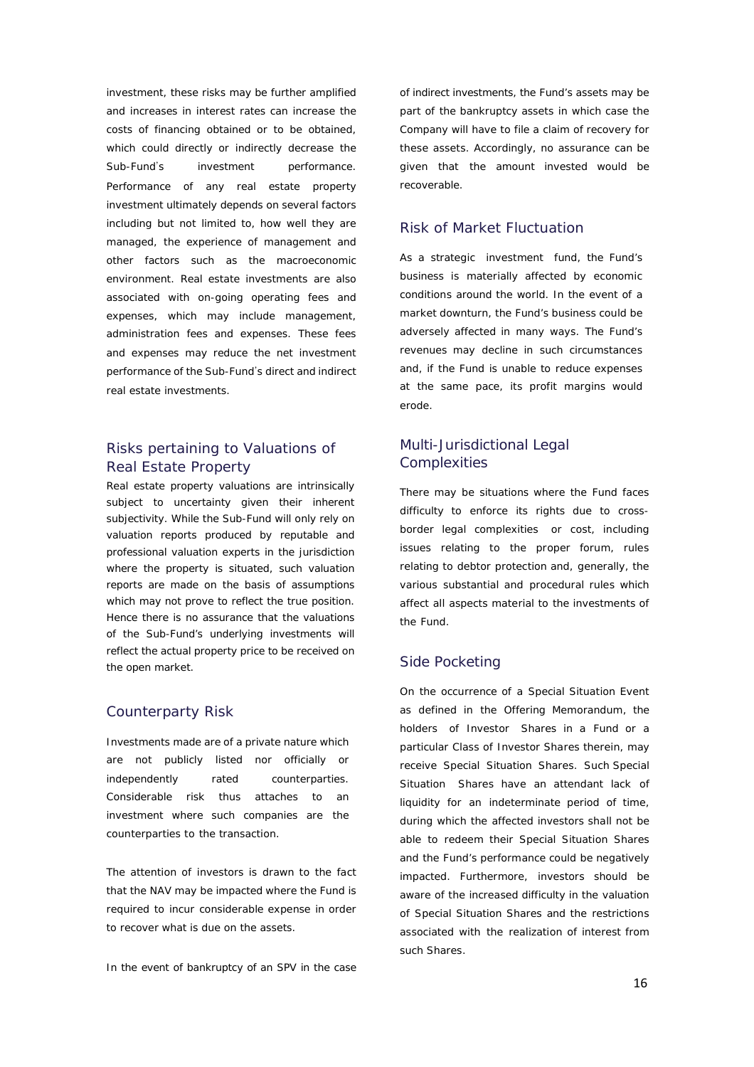investment, these risks may be further amplified and increases in interest rates can increase the costs of financing obtained or to be obtained, which could directly or indirectly decrease the Sub-Fund's investment performance. Performance of any real estate property investment ultimately depends on several factors including but not limited to, how well they are managed, the experience of management and other factors such as the macroeconomic environment. Real estate investments are also associated with on-going operating fees and expenses, which may include management, administration fees and expenses. These fees and expenses may reduce the net investment performance of the Sub-Fund's direct and indirect real estate investments.

## Risks pertaining to Valuations of Real Estate Property

Real estate property valuations are intrinsically subject to uncertainty given their inherent subjectivity. While the Sub-Fund will only rely on valuation reports produced by reputable and professional valuation experts in the jurisdiction where the property is situated, such valuation reports are made on the basis of assumptions which may not prove to reflect the true position. Hence there is no assurance that the valuations of the Sub-Fund's underlying investments will reflect the actual property price to be received on the open market.

## Counterparty Risk

Investments made are of a private nature which are not publicly listed nor officially or independently rated counterparties. Considerable risk thus attaches to an investment where such companies are the counterparties to the transaction.

The attention of investors is drawn to the fact that the NAV may be impacted where the Fund is required to incur considerable expense in order to recover what is due on the assets.

In the event of bankruptcy of an SPV in the case of indirect investments, the Fund's assets may be part of the bankruptcy assets in which case the Company will have to file a claim of recovery for these assets. Accordingly, no assurance can be given that the amount invested would be recoverable.

## Risk of Market Fluctuation

As a strategic investment fund, the Fund's business is materially affected by economic conditions around the world. In the event of a market downturn, the Fund's business could be adversely affected in many ways. The Fund's revenues may decline in such circumstances and, if the Fund is unable to reduce expenses at the same pace, its profit margins would erode.

## Multi-Jurisdictional Legal Complexities

There may be situations where the Fund faces difficulty to enforce its rights due to cross-border legal complexities or cost, including issues relating to the proper forum, rules relating to debtor protection and, generally, the various substantial and procedural rules which affect all aspects material to the investments of the Fund.

## Side Pocketing

On the occurrence of a Special Situation Event as defined in the Offering Memorandum, the holders of Investor Shares in a Fund or a particular Class of Investor Shares therein, may receive Special Situation Shares. Such Special Situation Shares have an attendant lack of liquidity for an indeterminate period of time, during which the affected investors shall not be able to redeem their Special Situation Shares and the Fund's performance could be negatively impacted. Furthermore, investors should be aware of the increased difficulty in the valuation of Special Situation Shares and the restrictions associated with the realization of interest from such Shares.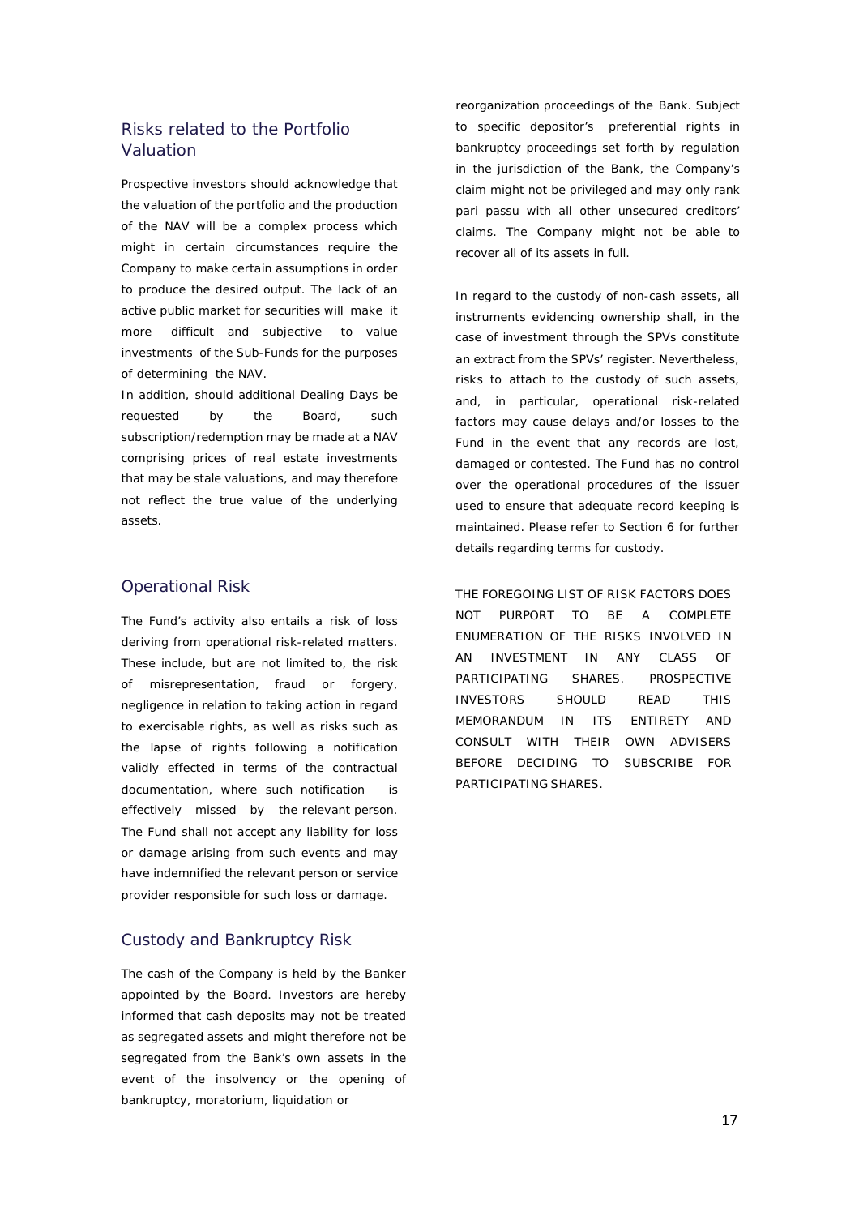## Risks related to the Portfolio Valuation

Prospective investors should acknowledge that the valuation of the portfolio and the production of the NAV will be a complex process which might in certain circumstances require the Company to make certain assumptions in order to produce the desired output. The lack of an active public market for securities will make it more difficult and subjective to value investments of the Sub-Funds for the purposes of determining the NAV.

In addition, should additional Dealing Days be requested by the Board, such subscription/redemption may be made at a NAV comprising prices of real estate investments that may be stale valuations, and may therefore not reflect the true value of the underlying assets.

## Operational Risk

The Fund's activity also entails a risk of loss deriving from operational risk-related matters. These include, but are not limited to, the risk of misrepresentation, fraud or forgery, negligence in relation to taking action in regard to exercisable rights, as well as risks such as the lapse of rights following a notification validly effected in terms of the contractual documentation, where such notification is effectively missed by the relevant person. The Fund shall not accept any liability for loss or damage arising from such events and may have indemnified the relevant person or service provider responsible for such loss or damage.

## Custody and Bankruptcy Risk

The cash of the Company is held by the Banker appointed by the Board. Investors are hereby informed that cash deposits may not be treated as segregated assets and might therefore not be segregated from the Bank's own assets in the event of the insolvency or the opening of bankruptcy, moratorium, liquidation or reorganization proceedings of the Bank. Subject to specific depositor's preferential rights in bankruptcy proceedings set forth by regulation in the jurisdiction of the Bank, the Company's claim might not be privileged and may only rank pari passu with all other unsecured creditors' claims. The Company might not be able to recover all of its assets in full.

In regard to the custody of non-cash assets, all instruments evidencing ownership shall, in the case of investment through the SPVs constitute an extract from the SPVs' register. Nevertheless, risks to attach to the custody of such assets, and, in particular, operational risk-related factors may cause delays and/or losses to the Fund in the event that any records are lost, damaged or contested. The Fund has no control over the operational procedures of the issuer used to ensure that adequate record keeping is maintained. Please refer to Section 6 for further details regarding terms for custody.

THE FOREGOING LIST OF RISK FACTORS DOES NOT PURPORT TO BE A COMPLETE ENUMERATION OF THE RISKS INVOLVED IN AN INVESTMENT IN ANY CLASS OF PARTICIPATING SHARES. PROSPECTIVE INVESTORS SHOULD READ THIS MEMORANDUM IN ITS ENTIRETY AND CONSULT WITH THEIR OWN ADVISERS BEFORE DECIDING TO SUBSCRIBE FOR PARTICIPATING SHARES.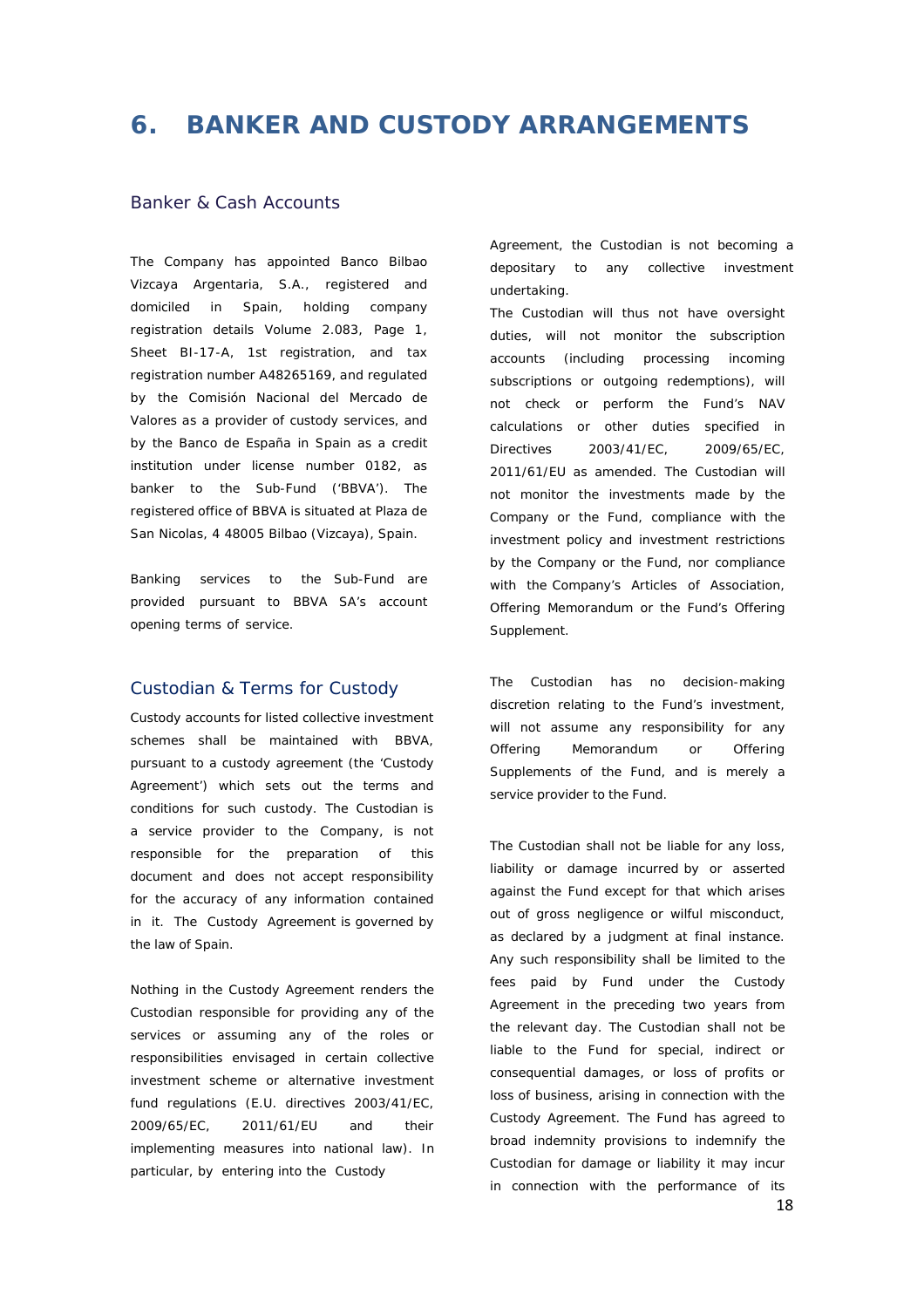# 6. BANKER AND CUSTODY ARRANGEMENTS

## Banker & Cash Accounts

The Company has appointed Banco Bilbao Vizcaya Argentaria, S.A., registered and domiciled in Spain, holding company registration details Volume 2.083, Page 1, Sheet BI-17-A, 1st registration, and tax registration number A48265169, and regulated by the Comisión Nacional del Mercado de Valores as a provider of custody services, and by the Banco de España in Spain as a credit institution under license number 0182, as banker to the Sub-Fund ('BBVA'). The registered office of BBVA is situated at Plaza de San Nicolas, 4 48005 Bilbao (Vizcaya), Spain.

Banking services to the Sub-Fund are provided pursuant to BBVA SA's account opening terms of service.

## Custodian & Terms for Custody

Custody accounts for listed collective investment schemes shall be maintained with BBVA, pursuant to a custody agreement (the 'Custody Agreement') which sets out the terms and conditions for such custody. The Custodian is a service provider to the Company, is not responsible for the preparation of this document and does not accept responsibility for the accuracy of any information contained in it. The Custody Agreement is governed by the law of Spain.

Nothing in the Custody Agreement renders the Custodian responsible for providing any of the services or assuming any of the roles or responsibilities envisaged in certain collective investment scheme or alternative investment fund regulations (E.U. directives 2003/41/EC, 2009/65/EC, 2011/61/EU and their implementing measures into national law). In particular, by entering into the Custody Agreement, the Custodian is not becoming a depositary to any collective investment undertaking.

The Custodian will thus not have oversight duties, will not monitor the subscription accounts (including processing incoming subscriptions or outgoing redemptions), will not check or perform the Fund's NAV calculations or other duties specified in Directives 2003/41/EC, 2009/65/EC, 2011/61/EU as amended. The Custodian will not monitor the investments made by the Company or the Fund, compliance with the investment policy and investment restrictions by the Company or the Fund, nor compliance with the Company's Articles of Association, Offering Memorandum or the Fund's Offering Supplement.

The Custodian has no decision-making discretion relating to the Fund's investment, will not assume any responsibility for any Offering Memorandum or Offering Supplements of the Fund, and is merely a service provider to the Fund.

The Custodian shall not be liable for any loss, liability or damage incurred by or asserted against the Fund except for that which arises out of gross negligence or wilful misconduct, as declared by a judgment at final instance. Any such responsibility shall be limited to the fees paid by Fund under the Custody Agreement in the preceding two years from the relevant day. The Custodian shall not be liable to the Fund for special, indirect or consequential damages, or loss of profits or loss of business, arising in connection with the Custody Agreement. The Fund has agreed to broad indemnity provisions to indemnify the Custodian for damage or liability it may incur in connection with the performance of its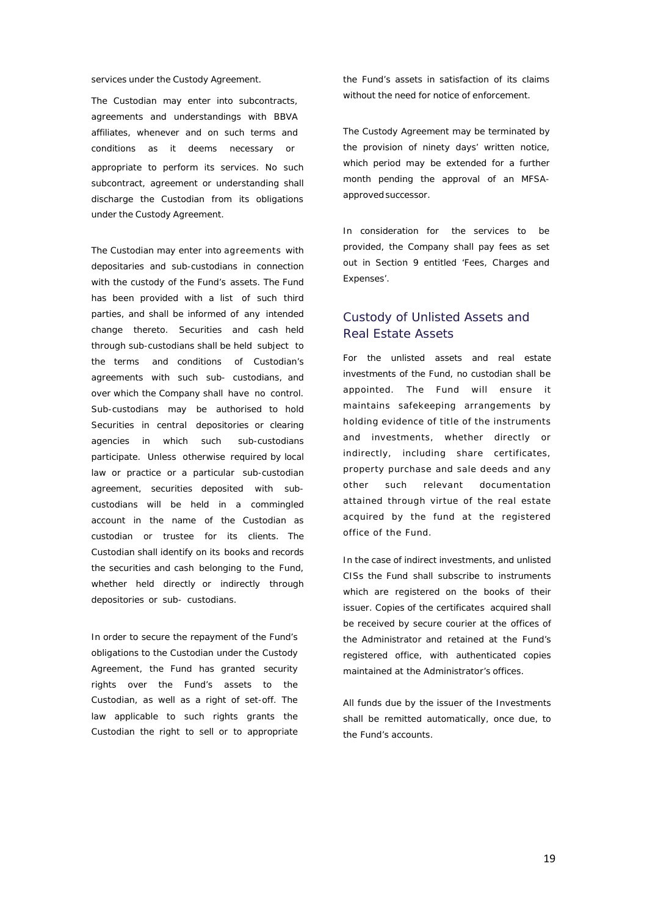services under the Custody Agreement.

The Custodian may enter into subcontracts, agreements and understandings with BBVA affiliates, whenever and on such terms and conditions as it deems necessary or appropriate to perform its services. No such subcontract, agreement or understanding shall discharge the Custodian from its obligations under the Custody Agreement.

The Custodian may enter into agreements with depositaries and sub-custodians in connection with the custody of the Fund's assets. The Fund has been provided with a list of such third parties, and shall be informed of any intended change thereto. Securities and cash held through sub-custodians shall be held subject to the terms and conditions of Custodian's agreements with such sub- custodians, and over which the Company shall have no control. Sub-custodians may be authorised to hold Securities in central depositories or clearing agencies in which such sub-custodians participate. Unless otherwise required by local law or practice or a particular sub-custodian agreement, securities deposited with sub-custodians will be held in a commingled account in the name of the Custodian as custodian or trustee for its clients. The Custodian shall identify on its books and records the securities and cash belonging to the Fund, whether held directly or indirectly through depositories or sub- custodians.

In order to secure the repayment of the Fund's obligations to the Custodian under the Custody Agreement, the Fund has granted security rights over the Fund's assets to the Custodian, as well as a right of set-off. The law applicable to such rights grants the Custodian the right to sell or to appropriate the Fund's assets in satisfaction of its claims without the need for notice of enforcement.

The Custody Agreement may be terminated by the provision of ninety days' written notice, which period may be extended for a further month pending the approval of an MFSA-approved successor.

In consideration for the services to be provided, the Company shall pay fees as set out in Section 9 entitled 'Fees, Charges and Expenses'.

## Custody of Unlisted Assets and Real Estate Assets

For the unlisted assets and real estate investments of the Fund, no custodian shall be appointed. The Fund will ensure it maintains safekeeping arrangements by holding evidence of title of the instruments and investments, whether directly or indirectly, including share certificates, property purchase and sale deeds and any other such relevant documentation attained through virtue of the real estate acquired by the fund at the registered office of the Fund.

In the case of indirect investments, and unlisted CISs the Fund shall subscribe to instruments which are registered on the books of their issuer. Copies of the certificates acquired shall be received by secure courier at the offices of the Administrator and retained at the Fund's registered office, with authenticated copies maintained at the Administrator's offices.

All funds due by the issuer of the Investments shall be remitted automatically, once due, to the Fund's accounts.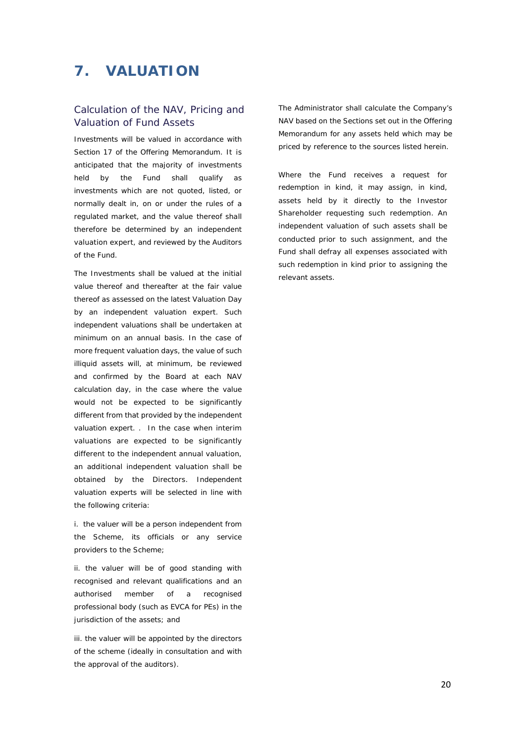# 7. VALUATION

## Calculation of the NAV, Pricing and Valuation of Fund Assets

Investments will be valued in accordance with Section 17 of the Offering Memorandum. It is anticipated that the majority of investments held by the Fund shall qualify as investments which are not quoted, listed, or normally dealt in, on or under the rules of a regulated market, and the value thereof shall therefore be determined by an independent valuation expert, and reviewed by the Auditors of the Fund.

The Investments shall be valued at the initial value thereof and thereafter at the fair value thereof as assessed on the latest Valuation Day by an independent valuation expert. Such independent valuations shall be undertaken at minimum on an annual basis. In the case of more frequent valuation days, the value of such illiquid assets will, at minimum, be reviewed and confirmed by the Board at each NAV calculation day, in the case where the value would not be expected to be significantly different from that provided by the independent valuation expert. . In the case when interim valuations are expected to be significantly different to the independent annual valuation, an additional independent valuation shall be obtained by the Directors. Independent valuation experts will be selected in line with the following criteria:

i. the valuer will be a person independent from the Scheme, its officials or any service providers to the Scheme;

ii. the valuer will be of good standing with recognised and relevant qualifications and an authorised member of a recognised professional body (such as EVCA for PEs) in the jurisdiction of the assets; and

iii. the valuer will be appointed by the directors of the scheme (ideally in consultation and with the approval of the auditors).

The Administrator shall calculate the Company's NAV based on the Sections set out in the Offering Memorandum for any assets held which may be priced by reference to the sources listed herein.

Where the Fund receives a request for redemption in kind, it may assign, in kind, assets held by it directly to the Investor Shareholder requesting such redemption. An independent valuation of such assets shall be conducted prior to such assignment, and the Fund shall defray all expenses associated with such redemption in kind prior to assigning the relevant assets.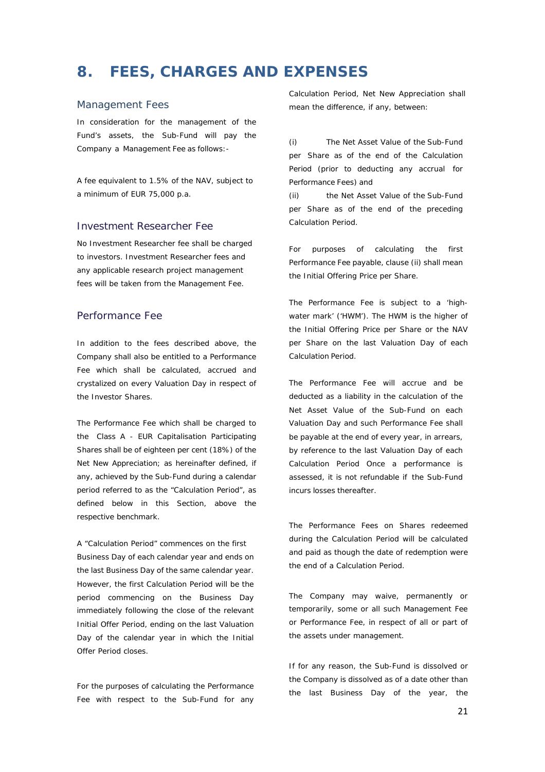# 8. FEES, CHARGES AND EXPENSES

## Management Fees

In consideration for the management of the Fund's assets, the Sub-Fund will pay the Company a Management Fee as follows:-

A fee equivalent to 1.5% of the NAV, subject to a minimum of EUR 75,000 p.a.

## Investment Researcher Fee

No Investment Researcher fee shall be charged to investors. Investment Researcher fees and any applicable research project management fees will be taken from the Management Fee.

## Performance Fee

In addition to the fees described above, the Company shall also be entitled to a Performance Fee which shall be calculated, accrued and crystalized on every Valuation Day in respect of the Investor Shares.

The Performance Fee which shall be charged to the Class A - EUR Capitalisation Participating Shares shall be of eighteen per cent (18%) of the Net New Appreciation; as hereinafter defined, if any, achieved by the Sub-Fund during a calendar period referred to as the "Calculation Period", as defined below in this Section, above the respective benchmark.

A "Calculation Period" commences on the first Business Day of each calendar year and ends on the last Business Day of the same calendar year. However, the first Calculation Period will be the period commencing on the Business Day immediately following the close of the relevant Initial Offer Period, ending on the last Valuation Day of the calendar year in which the Initial Offer Period closes.

For the purposes of calculating the Performance Fee with respect to the Sub-Fund for any Calculation Period, Net New Appreciation shall mean the difference, if any, between:

(i) The Net Asset Value of the Sub-Fund per Share as of the end of the Calculation Period (prior to deducting any accrual for Performance Fees) and

(ii) the Net Asset Value of the Sub-Fund per Share as of the end of the preceding Calculation Period.

For purposes of calculating the first Performance Fee payable, clause (ii) shall mean the Initial Offering Price per Share.

The Performance Fee is subject to a 'high-water mark' ('HWM'). The HWM is the higher of the Initial Offering Price per Share or the NAV per Share on the last Valuation Day of each Calculation Period.

The Performance Fee will accrue and be deducted as a liability in the calculation of the Net Asset Value of the Sub-Fund on each Valuation Day and such Performance Fee shall be payable at the end of every year, in arrears, by reference to the last Valuation Day of each Calculation Period Once a performance is assessed, it is not refundable if the Sub-Fund incurs losses thereafter.

The Performance Fees on Shares redeemed during the Calculation Period will be calculated and paid as though the date of redemption were the end of a Calculation Period.

The Company may waive, permanently or temporarily, some or all such Management Fee or Performance Fee, in respect of all or part of the assets under management.

If for any reason, the Sub-Fund is dissolved or the Company is dissolved as of a date other than the last Business Day of the year, the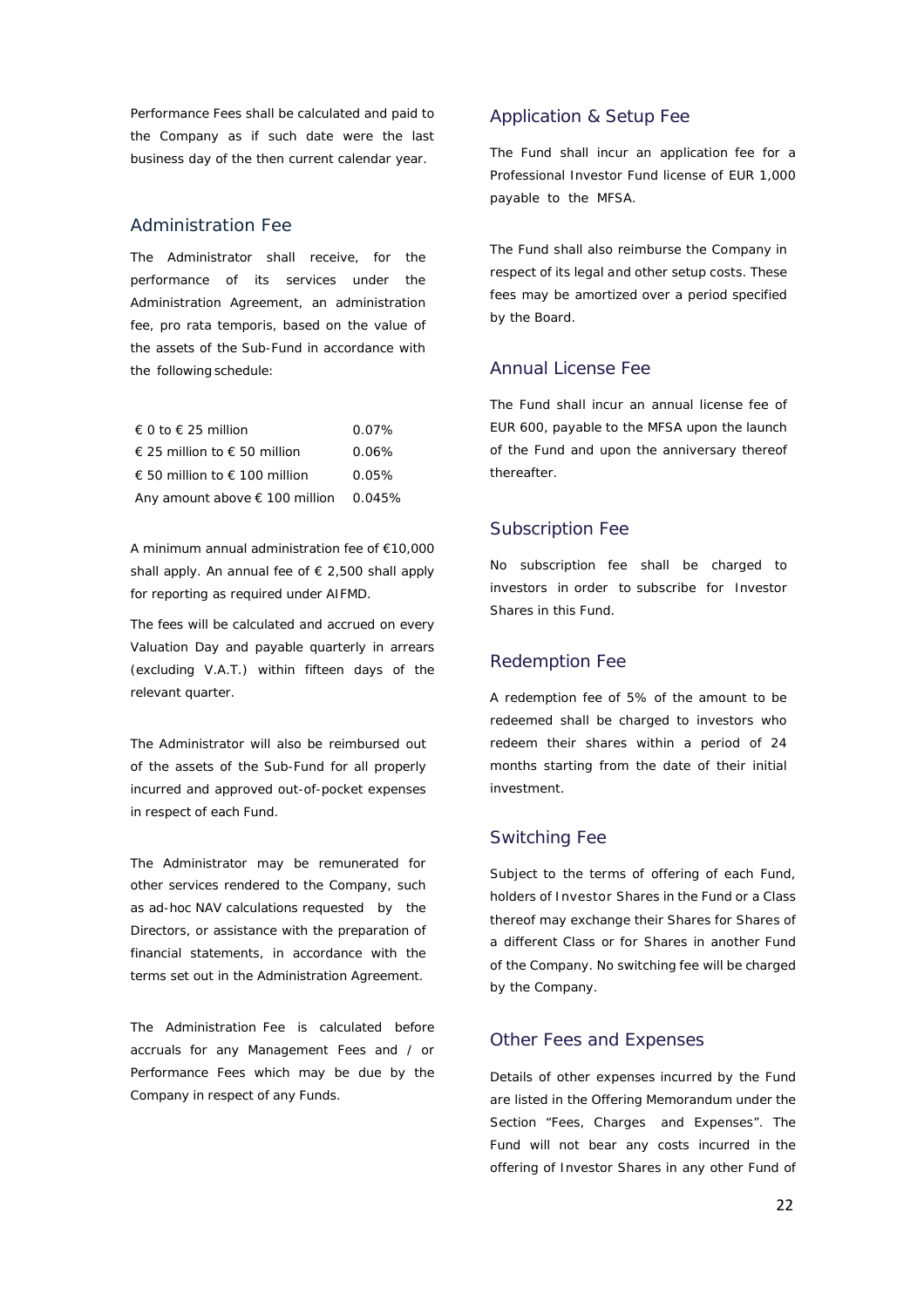Performance Fees shall be calculated and paid to the Company as if such date were the last business day of the then current calendar year.

## Administration Fee

The Administrator shall receive, for the performance of its services under the Administration Agreement, an administration fee, pro rata temporis, based on the value of the assets of the Sub-Fund in accordance with the following schedule:

| | |
|---|---|
| € 0 to € 25 million | 0.07% |
| € 25 million to € 50 million | 0.06% |
| € 50 million to € 100 million | 0.05% |
| Any amount above € 100 million | 0.045% |

A minimum annual administration fee of €10,000 shall apply. An annual fee of € 2,500 shall apply for reporting as required under AIFMD.

The fees will be calculated and accrued on every Valuation Day and payable quarterly in arrears (excluding V.A.T.) within fifteen days of the relevant quarter.

The Administrator will also be reimbursed out of the assets of the Sub-Fund for all properly incurred and approved out-of-pocket expenses in respect of each Fund.

The Administrator may be remunerated for other services rendered to the Company, such as ad-hoc NAV calculations requested by the Directors, or assistance with the preparation of financial statements, in accordance with the terms set out in the Administration Agreement.

The Administration Fee is calculated before accruals for any Management Fees and / or Performance Fees which may be due by the Company in respect of any Funds.

## Application & Setup Fee

The Fund shall incur an application fee for a Professional Investor Fund license of EUR 1,000 payable to the MFSA.

The Fund shall also reimburse the Company in respect of its legal and other setup costs. These fees may be amortized over a period specified by the Board.

## Annual License Fee

The Fund shall incur an annual license fee of EUR 600, payable to the MFSA upon the launch of the Fund and upon the anniversary thereof thereafter.

## Subscription Fee

No subscription fee shall be charged to investors in order to subscribe for Investor Shares in this Fund.

## Redemption Fee

A redemption fee of 5% of the amount to be redeemed shall be charged to investors who redeem their shares within a period of 24 months starting from the date of their initial investment.

## Switching Fee

Subject to the terms of offering of each Fund, holders of Investor Shares in the Fund or a Class thereof may exchange their Shares for Shares of a different Class or for Shares in another Fund of the Company. No switching fee will be charged by the Company.

## Other Fees and Expenses

Details of other expenses incurred by the Fund are listed in the Offering Memorandum under the Section "Fees, Charges and Expenses". The Fund will not bear any costs incurred in the offering of Investor Shares in any other Fund of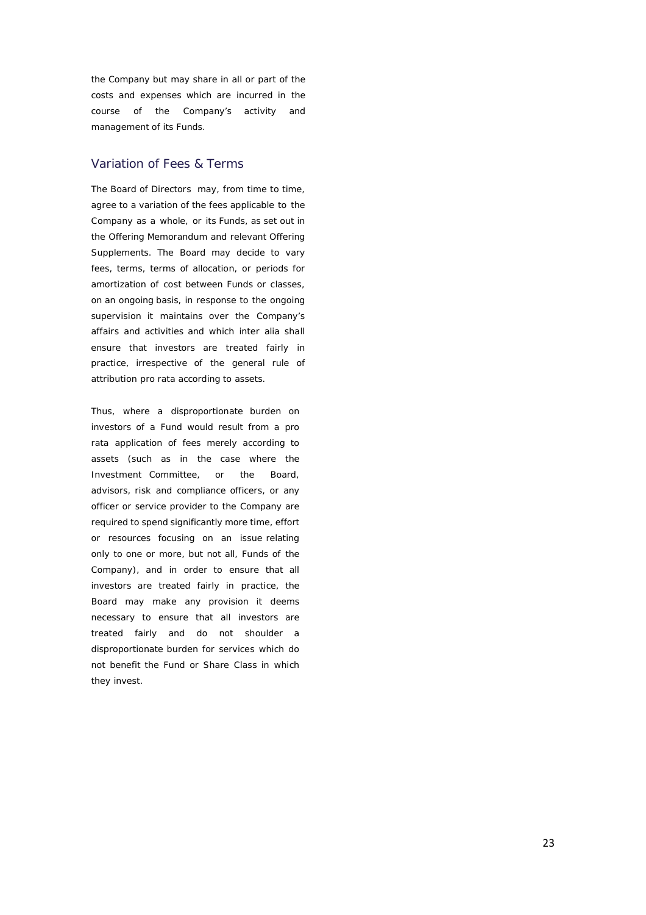the Company but may share in all or part of the costs and expenses which are incurred in the course of the Company's activity and management of its Funds.

## Variation of Fees & Terms

The Board of Directors may, from time to time, agree to a variation of the fees applicable to the Company as a whole, or its Funds, as set out in the Offering Memorandum and relevant Offering Supplements. The Board may decide to vary fees, terms, terms of allocation, or periods for amortization of cost between Funds or classes, on an ongoing basis, in response to the ongoing supervision it maintains over the Company's affairs and activities and which inter alia shall ensure that investors are treated fairly in practice, irrespective of the general rule of attribution pro rata according to assets.

Thus, where a disproportionate burden on investors of a Fund would result from a pro rata application of fees merely according to assets (such as in the case where the Investment Committee, or the Board, advisors, risk and compliance officers, or any officer or service provider to the Company are required to spend significantly more time, effort or resources focusing on an issue relating only to one or more, but not all, Funds of the Company), and in order to ensure that all investors are treated fairly in practice, the Board may make any provision it deems necessary to ensure that all investors are treated fairly and do not shoulder a disproportionate burden for services which do not benefit the Fund or Share Class in which they invest.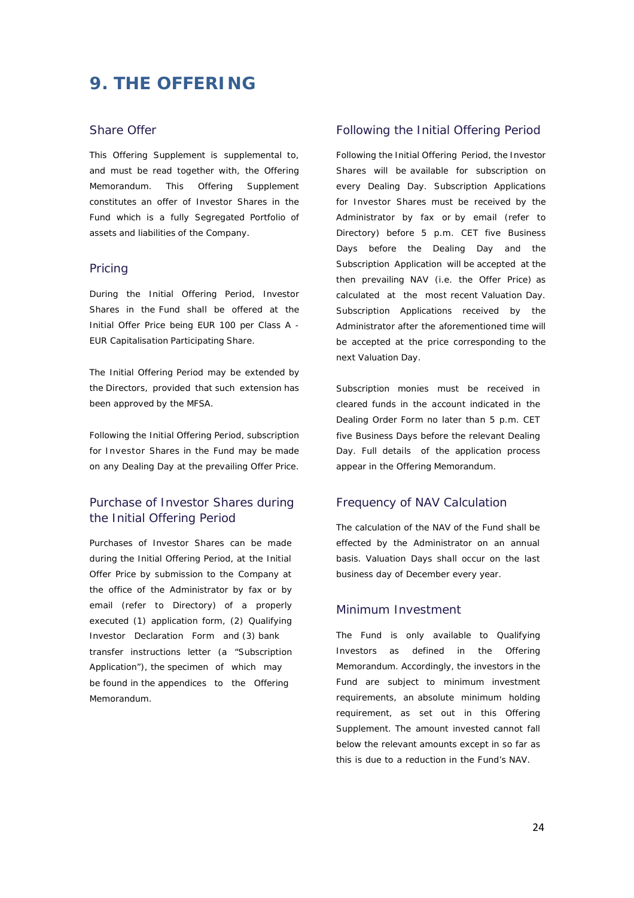# 9. THE OFFERING

## Share Offer

This Offering Supplement is supplemental to, and must be read together with, the Offering Memorandum. This Offering Supplement constitutes an offer of Investor Shares in the Fund which is a fully Segregated Portfolio of assets and liabilities of the Company.

## Pricing

During the Initial Offering Period, Investor Shares in the Fund shall be offered at the Initial Offer Price being EUR 100 per Class A - EUR Capitalisation Participating Share.

The Initial Offering Period may be extended by the Directors, provided that such extension has been approved by the MFSA.

Following the Initial Offering Period, subscription for Investor Shares in the Fund may be made on any Dealing Day at the prevailing Offer Price.

## Purchase of Investor Shares during the Initial Offering Period

Purchases of Investor Shares can be made during the Initial Offering Period, at the Initial Offer Price by submission to the Company at the office of the Administrator by fax or by email (refer to Directory) of a properly executed (1) application form, (2) Qualifying Investor Declaration Form and (3) bank transfer instructions letter (a "Subscription Application"), the specimen of which may be found in the appendices to the Offering Memorandum.

## Following the Initial Offering Period

Following the Initial Offering Period, the Investor Shares will be available for subscription on every Dealing Day. Subscription Applications for Investor Shares must be received by the Administrator by fax or by email (refer to Directory) before 5 p.m. CET five Business Days before the Dealing Day and the Subscription Application will be accepted at the then prevailing NAV (i.e. the Offer Price) as calculated at the most recent Valuation Day. Subscription Applications received by the Administrator after the aforementioned time will be accepted at the price corresponding to the next Valuation Day.

Subscription monies must be received in cleared funds in the account indicated in the Dealing Order Form no later than 5 p.m. CET five Business Days before the relevant Dealing Day. Full details of the application process appear in the Offering Memorandum.

## Frequency of NAV Calculation

The calculation of the NAV of the Fund shall be effected by the Administrator on an annual basis. Valuation Days shall occur on the last business day of December every year.

## Minimum Investment

The Fund is only available to Qualifying Investors as defined in the Offering Memorandum. Accordingly, the investors in the Fund are subject to minimum investment requirements, an absolute minimum holding requirement, as set out in this Offering Supplement. The amount invested cannot fall below the relevant amounts except in so far as this is due to a reduction in the Fund's NAV.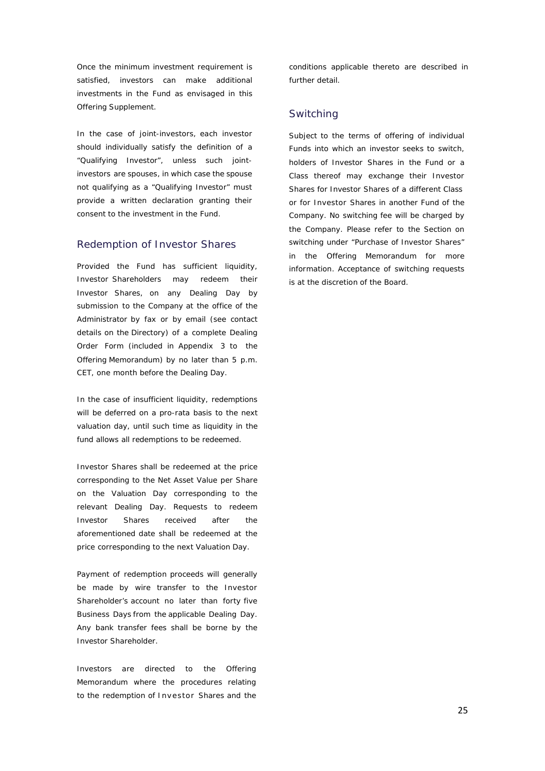Once the minimum investment requirement is satisfied, investors can make additional investments in the Fund as envisaged in this Offering Supplement.

In the case of joint-investors, each investor should individually satisfy the definition of a "Qualifying Investor", unless such joint-investors are spouses, in which case the spouse not qualifying as a "Qualifying Investor" must provide a written declaration granting their consent to the investment in the Fund.

## Redemption of Investor Shares

Provided the Fund has sufficient liquidity, Investor Shareholders may redeem their Investor Shares, on any Dealing Day by submission to the Company at the office of the Administrator by fax or by email (see contact details on the Directory) of a complete Dealing Order Form (included in Appendix 3 to the Offering Memorandum) by no later than 5 p.m. CET, one month before the Dealing Day.

In the case of insufficient liquidity, redemptions will be deferred on a pro-rata basis to the next valuation day, until such time as liquidity in the fund allows all redemptions to be redeemed.

Investor Shares shall be redeemed at the price corresponding to the Net Asset Value per Share on the Valuation Day corresponding to the relevant Dealing Day. Requests to redeem Investor Shares received after the aforementioned date shall be redeemed at the price corresponding to the next Valuation Day.

Payment of redemption proceeds will generally be made by wire transfer to the Investor Shareholder's account no later than forty five Business Days from the applicable Dealing Day. Any bank transfer fees shall be borne by the Investor Shareholder.

Investors are directed to the Offering Memorandum where the procedures relating to the redemption of Investor Shares and the conditions applicable thereto are described in further detail.

## Switching

Subject to the terms of offering of individual Funds into which an investor seeks to switch, holders of Investor Shares in the Fund or a Class thereof may exchange their Investor Shares for Investor Shares of a different Class or for Investor Shares in another Fund of the Company. No switching fee will be charged by the Company. Please refer to the Section on switching under "Purchase of Investor Shares" in the Offering Memorandum for more information. Acceptance of switching requests is at the discretion of the Board.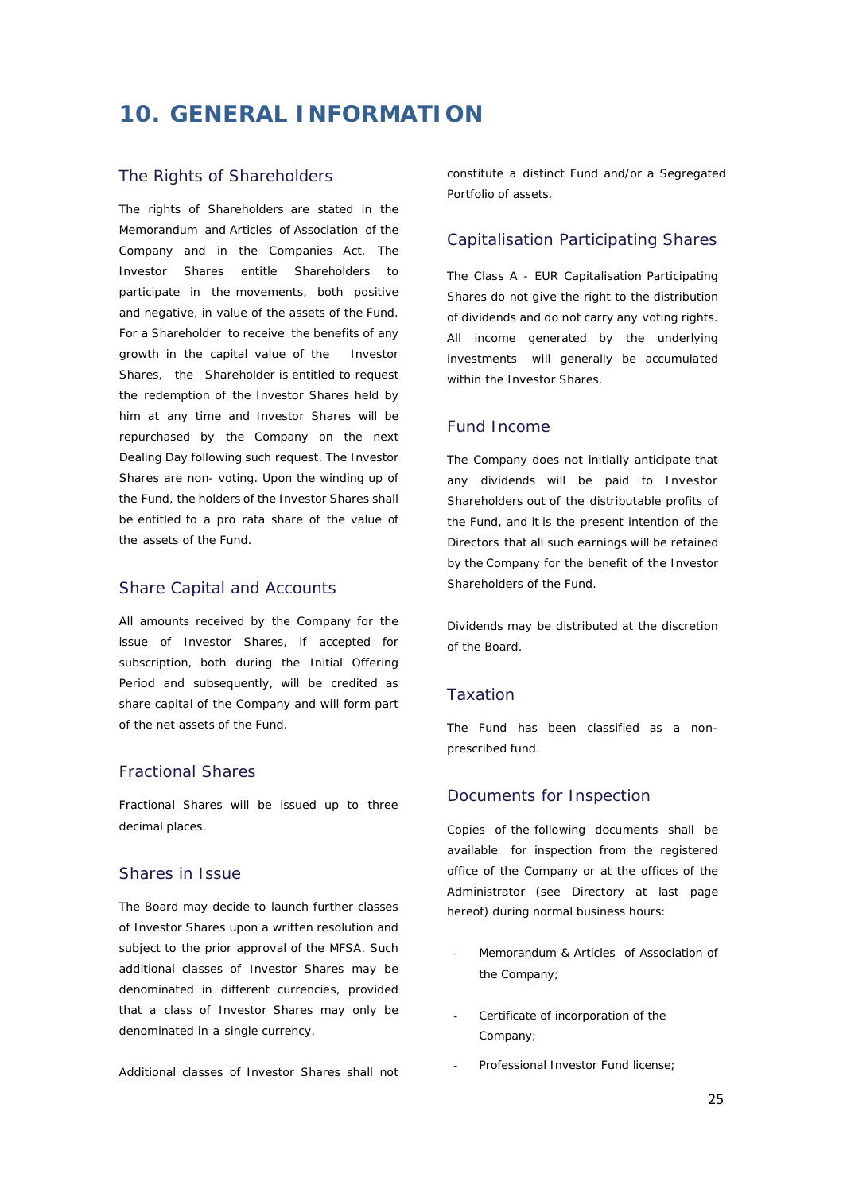# 10. GENERAL INFORMATION

## The Rights of Shareholders

The rights of Shareholders are stated in the Memorandum and Articles of Association of the Company and in the Companies Act. The Investor Shares entitle Shareholders to participate in the movements, both positive and negative, in value of the assets of the Fund. For a Shareholder to receive the benefits of any growth in the capital value of the Investor Shares, the Shareholder is entitled to request the redemption of the Investor Shares held by him at any time and Investor Shares will be repurchased by the Company on the next Dealing Day following such request. The Investor Shares are non- voting. Upon the winding up of the Fund, the holders of the Investor Shares shall be entitled to a pro rata share of the value of the assets of the Fund.

## Share Capital and Accounts

All amounts received by the Company for the issue of Investor Shares, if accepted for subscription, both during the Initial Offering Period and subsequently, will be credited as share capital of the Company and will form part of the net assets of the Fund.

## Fractional Shares

Fractional Shares will be issued up to three decimal places.

## Shares in Issue

The Board may decide to launch further classes of Investor Shares upon a written resolution and subject to the prior approval of the MFSA. Such additional classes of Investor Shares may be denominated in different currencies, provided that a class of Investor Shares may only be denominated in a single currency.

Additional classes of Investor Shares shall not constitute a distinct Fund and/or a Segregated Portfolio of assets.

## Capitalisation Participating Shares

The Class A - EUR Capitalisation Participating Shares do not give the right to the distribution of dividends and do not carry any voting rights. All income generated by the underlying investments will generally be accumulated within the Investor Shares.

## Fund Income

The Company does not initially anticipate that any dividends will be paid to Investor Shareholders out of the distributable profits of the Fund, and it is the present intention of the Directors that all such earnings will be retained by the Company for the benefit of the Investor Shareholders of the Fund.

Dividends may be distributed at the discretion of the Board.

## Taxation

The Fund has been classified as a non-prescribed fund.

## Documents for Inspection

Copies of the following documents shall be available for inspection from the registered office of the Company or at the offices of the Administrator (see Directory at last page hereof) during normal business hours:

- Memorandum & Articles of Association of the Company;
- Certificate of incorporation of the Company;
- Professional Investor Fund license;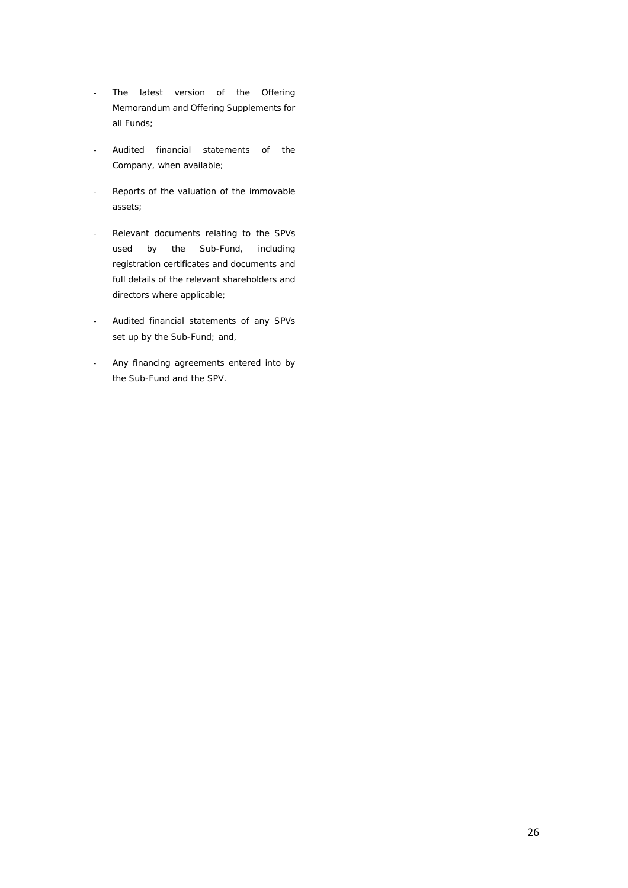- The latest version of the Offering Memorandum and Offering Supplements for all Funds;

- Audited financial statements of the Company, when available;

- Reports of the valuation of the immovable assets;

- Relevant documents relating to the SPVs used by the Sub-Fund, including registration certificates and documents and full details of the relevant shareholders and directors where applicable;

- Audited financial statements of any SPVs set up by the Sub-Fund; and,

- Any financing agreements entered into by the Sub-Fund and the SPV.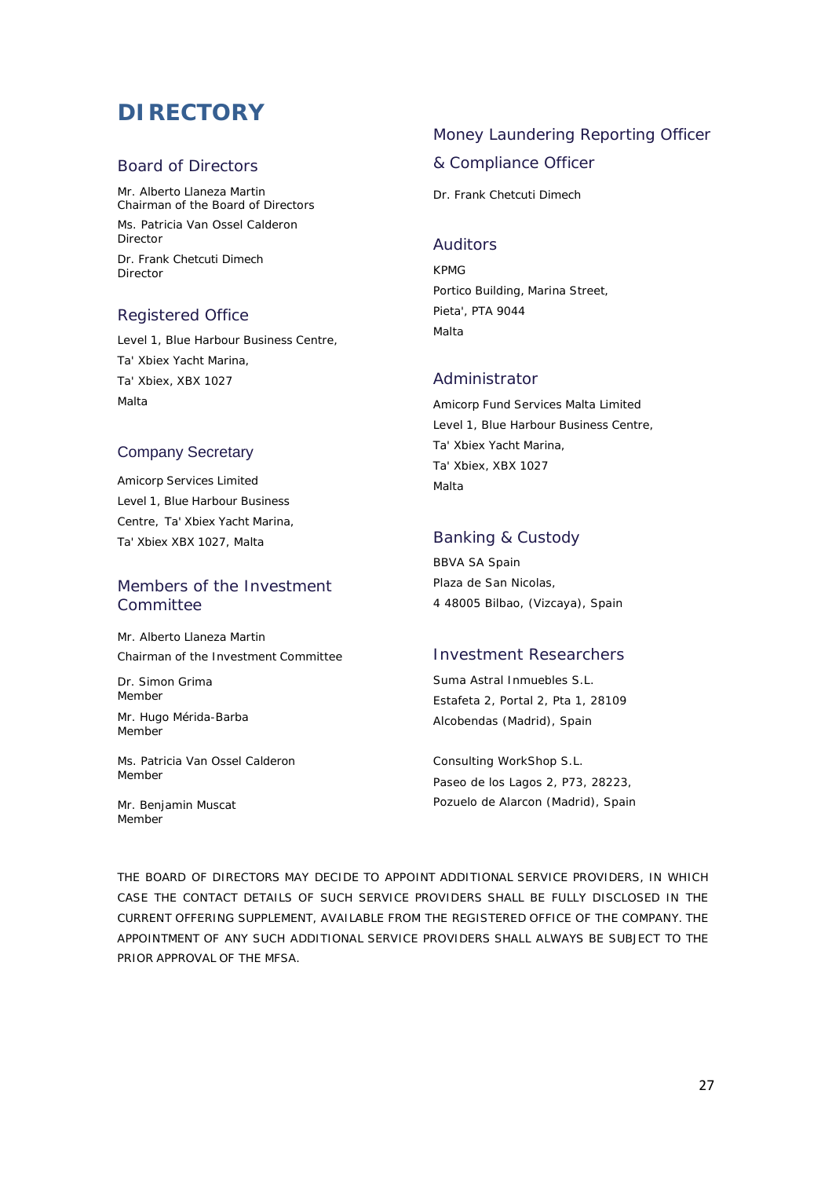# DIRECTORY

## Board of Directors

Mr. Alberto Llaneza Martin
Chairman of the Board of Directors

Ms. Patricia Van Ossel Calderon
Director

Dr. Frank Chetcuti Dimech
Director

## Registered Office

Level 1, Blue Harbour Business Centre,
Ta' Xbiex Yacht Marina,
Ta' Xbiex, XBX 1027
Malta

## Company Secretary

Amicorp Services Limited
Level 1, Blue Harbour Business Centre, Ta' Xbiex Yacht Marina,
Ta' Xbiex XBX 1027, Malta

## Members of the Investment Committee

Mr. Alberto Llaneza Martin
Chairman of the Investment Committee

Dr. Simon Grima
Member

Mr. Hugo Mérida-Barba
Member

Ms. Patricia Van Ossel Calderon
Member

Mr. Benjamin Muscat
Member

## Money Laundering Reporting Officer & Compliance Officer

Dr. Frank Chetcuti Dimech

## Auditors

KPMG
Portico Building, Marina Street,
Pieta', PTA 9044
Malta

## Administrator

Amicorp Fund Services Malta Limited
Level 1, Blue Harbour Business Centre,
Ta' Xbiex Yacht Marina,
Ta' Xbiex, XBX 1027
Malta

## Banking & Custody

BBVA SA Spain
Plaza de San Nicolas,
4 48005 Bilbao, (Vizcaya), Spain

## Investment Researchers

Suma Astral Inmuebles S.L.
Estafeta 2, Portal 2, Pta 1, 28109
Alcobendas (Madrid), Spain

Consulting WorkShop S.L.
Paseo de los Lagos 2, P73, 28223,
Pozuelo de Alarcon (Madrid), Spain

THE BOARD OF DIRECTORS MAY DECIDE TO APPOINT ADDITIONAL SERVICE PROVIDERS, IN WHICH CASE THE CONTACT DETAILS OF SUCH SERVICE PROVIDERS SHALL BE FULLY DISCLOSED IN THE CURRENT OFFERING SUPPLEMENT, AVAILABLE FROM THE REGISTERED OFFICE OF THE COMPANY. THE APPOINTMENT OF ANY SUCH ADDITIONAL SERVICE PROVIDERS SHALL ALWAYS BE SUBJECT TO THE PRIOR APPROVAL OF THE MFSA.